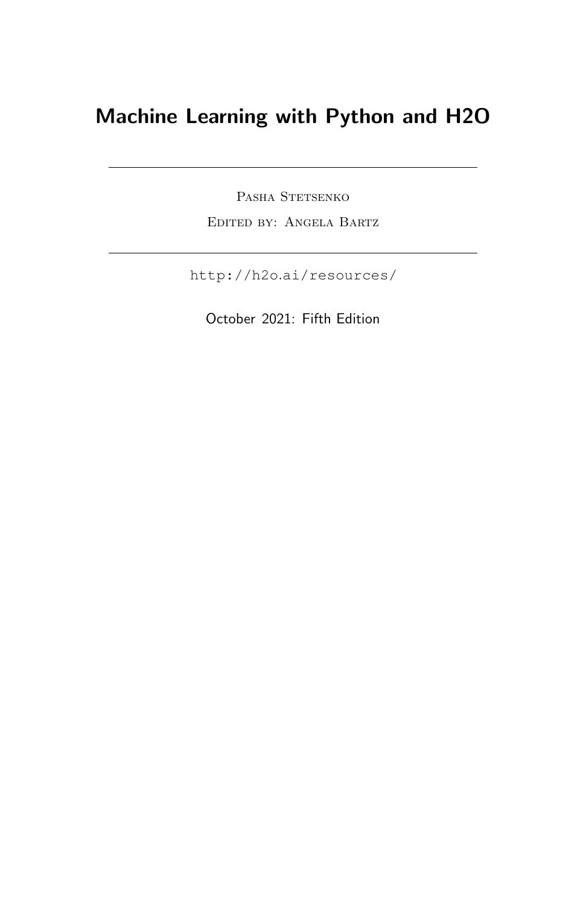# Machine Learning with Python and H2O

---

Pasha Stetsenko

Edited by: Angela Bartz

---

http://h2o.ai/resources/

October 2021: Fifth Edition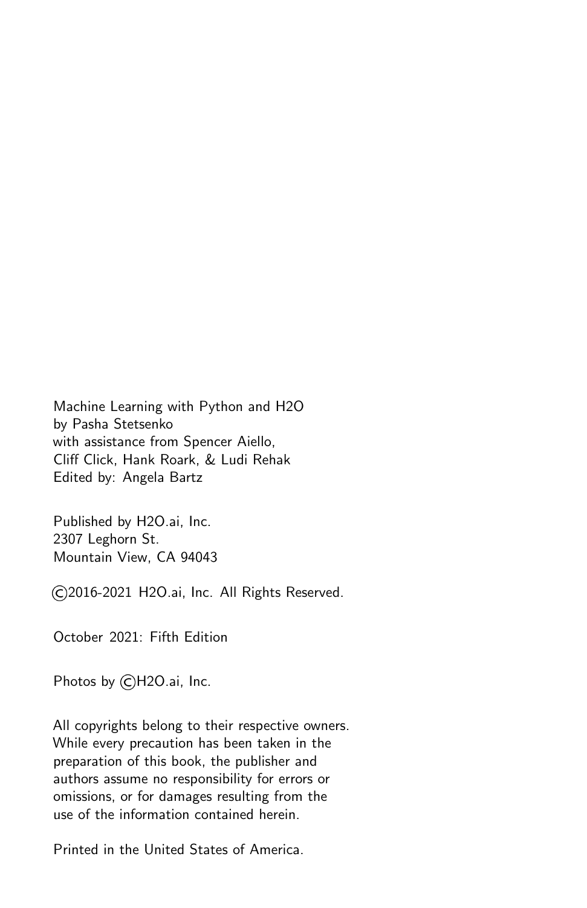Machine Learning with Python and H2O
by Pasha Stetsenko
with assistance from Spencer Aiello,
Cliff Click, Hank Roark, & Ludi Rehak
Edited by: Angela Bartz

Published by H2O.ai, Inc.
2307 Leghorn St.
Mountain View, CA 94043

©2016-2021 H2O.ai, Inc. All Rights Reserved.

October 2021: Fifth Edition

Photos by ©H2O.ai, Inc.

All copyrights belong to their respective owners.
While every precaution has been taken in the
preparation of this book, the publisher and
authors assume no responsibility for errors or
omissions, or for damages resulting from the
use of the information contained herein.

Printed in the United States of America.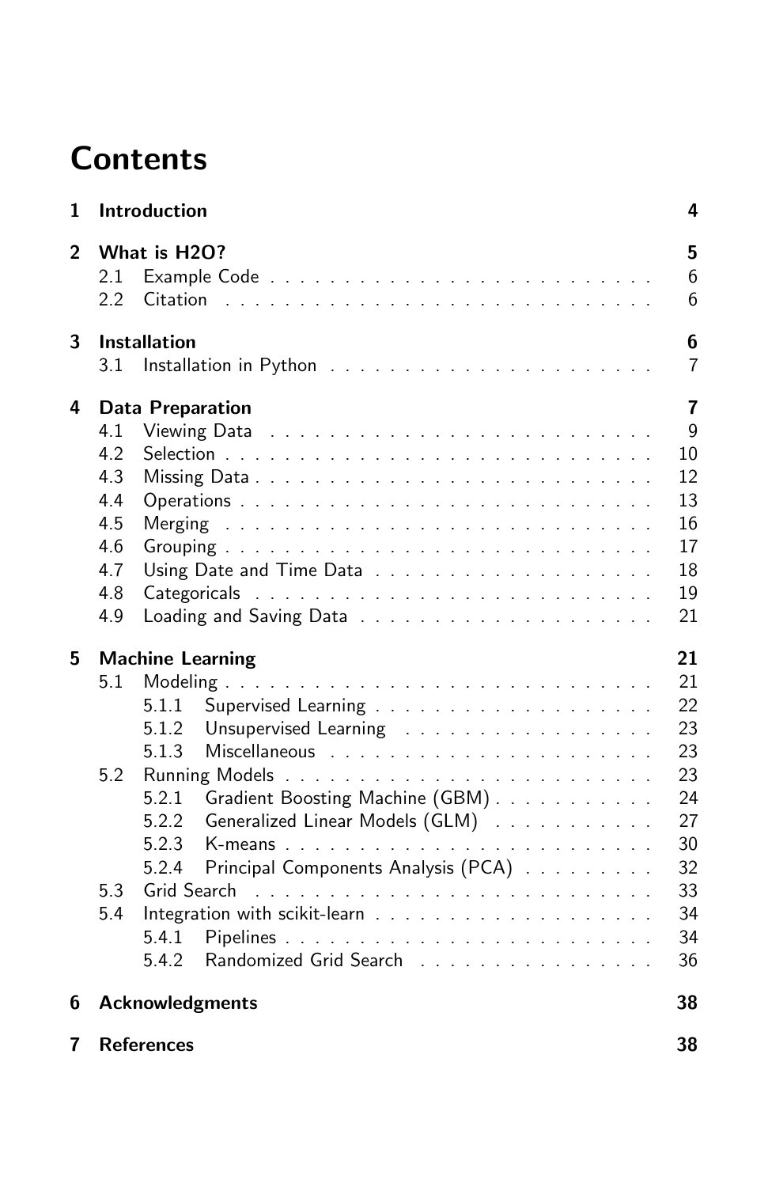# Contents

**1 Introduction** **4**

**2 What is H2O?** **5**
- 2.1 Example Code 6
- 2.2 Citation 6

**3 Installation** **6**
- 3.1 Installation in Python 7

**4 Data Preparation** **7**
- 4.1 Viewing Data 9
- 4.2 Selection 10
- 4.3 Missing Data 12
- 4.4 Operations 13
- 4.5 Merging 16
- 4.6 Grouping 17
- 4.7 Using Date and Time Data 18
- 4.8 Categoricals 19
- 4.9 Loading and Saving Data 21

**5 Machine Learning** **21**
- 5.1 Modeling 21
  - 5.1.1 Supervised Learning 22
  - 5.1.2 Unsupervised Learning 23
  - 5.1.3 Miscellaneous 23
- 5.2 Running Models 23
  - 5.2.1 Gradient Boosting Machine (GBM) 24
  - 5.2.2 Generalized Linear Models (GLM) 27
  - 5.2.3 K-means 30
  - 5.2.4 Principal Components Analysis (PCA) 32
- 5.3 Grid Search 33
- 5.4 Integration with scikit-learn 34
  - 5.4.1 Pipelines 34
  - 5.4.2 Randomized Grid Search 36

**6 Acknowledgments** **38**

**7 References** **38**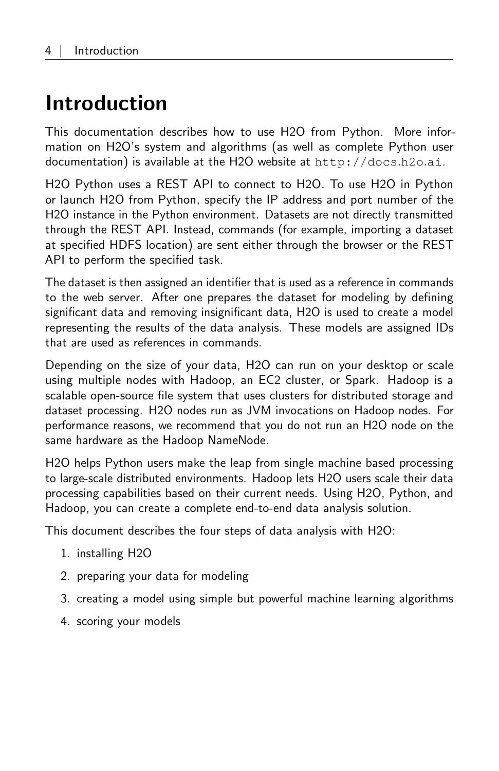# Introduction

This documentation describes how to use H2O from Python. More information on H2O's system and algorithms (as well as complete Python user documentation) is available at the H2O website at `http://docs.h2o.ai`.

H2O Python uses a REST API to connect to H2O. To use H2O in Python or launch H2O from Python, specify the IP address and port number of the H2O instance in the Python environment. Datasets are not directly transmitted through the REST API. Instead, commands (for example, importing a dataset at specified HDFS location) are sent either through the browser or the REST API to perform the specified task.

The dataset is then assigned an identifier that is used as a reference in commands to the web server. After one prepares the dataset for modeling by defining significant data and removing insignificant data, H2O is used to create a model representing the results of the data analysis. These models are assigned IDs that are used as references in commands.

Depending on the size of your data, H2O can run on your desktop or scale using multiple nodes with Hadoop, an EC2 cluster, or Spark. Hadoop is a scalable open-source file system that uses clusters for distributed storage and dataset processing. H2O nodes run as JVM invocations on Hadoop nodes. For performance reasons, we recommend that you do not run an H2O node on the same hardware as the Hadoop NameNode.

H2O helps Python users make the leap from single machine based processing to large-scale distributed environments. Hadoop lets H2O users scale their data processing capabilities based on their current needs. Using H2O, Python, and Hadoop, you can create a complete end-to-end data analysis solution.

This document describes the four steps of data analysis with H2O:

1. installing H2O
2. preparing your data for modeling
3. creating a model using simple but powerful machine learning algorithms
4. scoring your models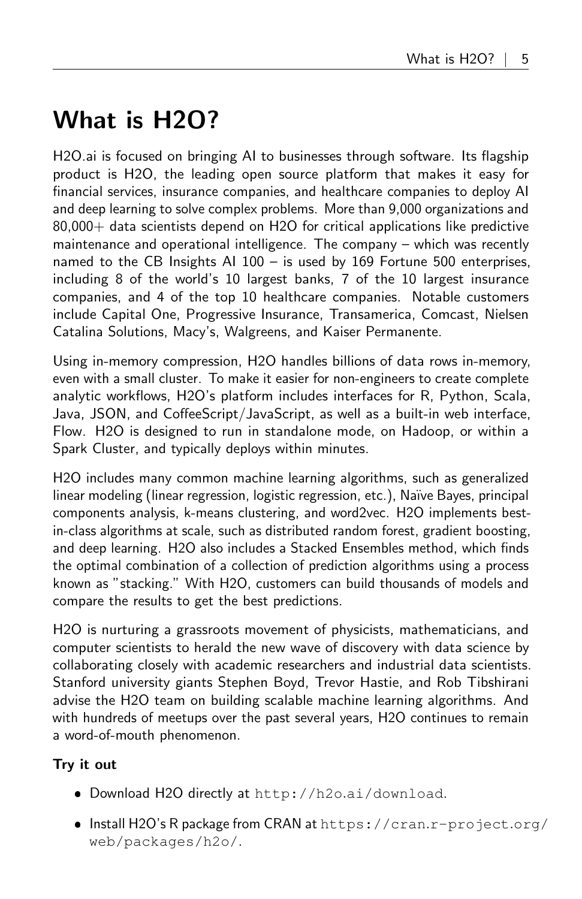# What is H2O?

H2O.ai is focused on bringing AI to businesses through software. Its flagship product is H2O, the leading open source platform that makes it easy for financial services, insurance companies, and healthcare companies to deploy AI and deep learning to solve complex problems. More than 9,000 organizations and 80,000+ data scientists depend on H2O for critical applications like predictive maintenance and operational intelligence. The company – which was recently named to the CB Insights AI 100 – is used by 169 Fortune 500 enterprises, including 8 of the world's 10 largest banks, 7 of the 10 largest insurance companies, and 4 of the top 10 healthcare companies. Notable customers include Capital One, Progressive Insurance, Transamerica, Comcast, Nielsen Catalina Solutions, Macy's, Walgreens, and Kaiser Permanente.

Using in-memory compression, H2O handles billions of data rows in-memory, even with a small cluster. To make it easier for non-engineers to create complete analytic workflows, H2O's platform includes interfaces for R, Python, Scala, Java, JSON, and CoffeeScript/JavaScript, as well as a built-in web interface, Flow. H2O is designed to run in standalone mode, on Hadoop, or within a Spark Cluster, and typically deploys within minutes.

H2O includes many common machine learning algorithms, such as generalized linear modeling (linear regression, logistic regression, etc.), Naïve Bayes, principal components analysis, k-means clustering, and word2vec. H2O implements best-in-class algorithms at scale, such as distributed random forest, gradient boosting, and deep learning. H2O also includes a Stacked Ensembles method, which finds the optimal combination of a collection of prediction algorithms using a process known as "stacking." With H2O, customers can build thousands of models and compare the results to get the best predictions.

H2O is nurturing a grassroots movement of physicists, mathematicians, and computer scientists to herald the new wave of discovery with data science by collaborating closely with academic researchers and industrial data scientists. Stanford university giants Stephen Boyd, Trevor Hastie, and Rob Tibshirani advise the H2O team on building scalable machine learning algorithms. And with hundreds of meetups over the past several years, H2O continues to remain a word-of-mouth phenomenon.

**Try it out**

- Download H2O directly at `http://h2o.ai/download`.
- Install H2O's R package from CRAN at `https://cran.r-project.org/web/packages/h2o/`.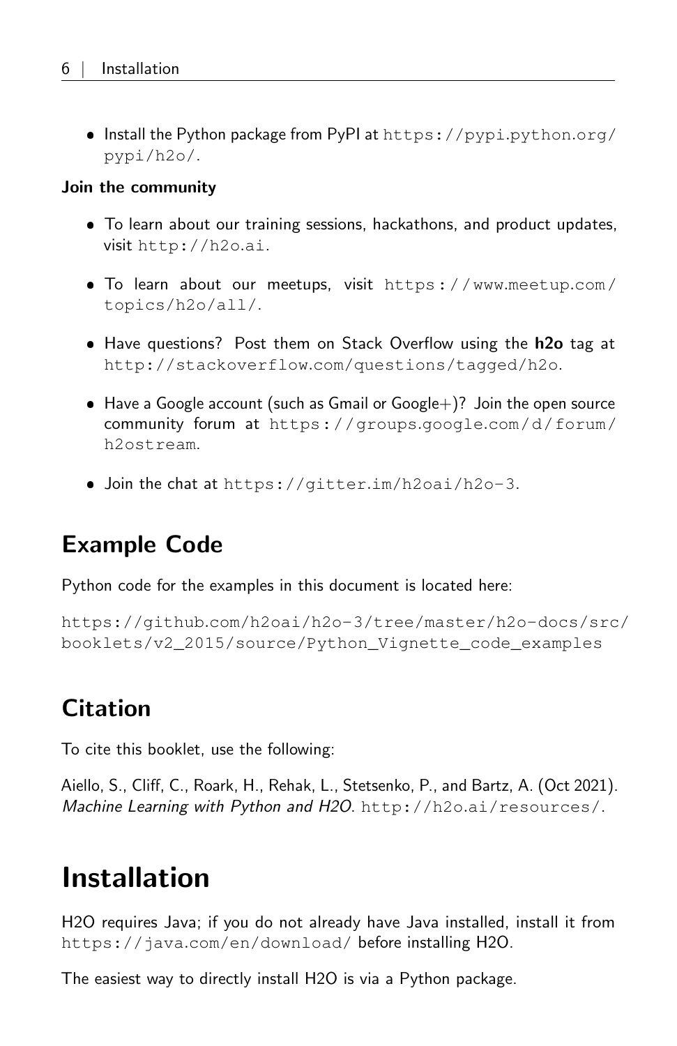- Install the Python package from PyPI at https://pypi.python.org/pypi/h2o/.

**Join the community**

- To learn about our training sessions, hackathons, and product updates, visit http://h2o.ai.
- To learn about our meetups, visit https://www.meetup.com/topics/h2o/all/.
- Have questions? Post them on Stack Overflow using the **h2o** tag at http://stackoverflow.com/questions/tagged/h2o.
- Have a Google account (such as Gmail or Google+)? Join the open source community forum at https://groups.google.com/d/forum/h2ostream.
- Join the chat at https://gitter.im/h2oai/h2o-3.

## Example Code

Python code for the examples in this document is located here:

https://github.com/h2oai/h2o-3/tree/master/h2o-docs/src/booklets/v2_2015/source/Python_Vignette_code_examples

## Citation

To cite this booklet, use the following:

Aiello, S., Cliff, C., Roark, H., Rehak, L., Stetsenko, P., and Bartz, A. (Oct 2021). *Machine Learning with Python and H2O*. http://h2o.ai/resources/.

# Installation

H2O requires Java; if you do not already have Java installed, install it from https://java.com/en/download/ before installing H2O.

The easiest way to directly install H2O is via a Python package.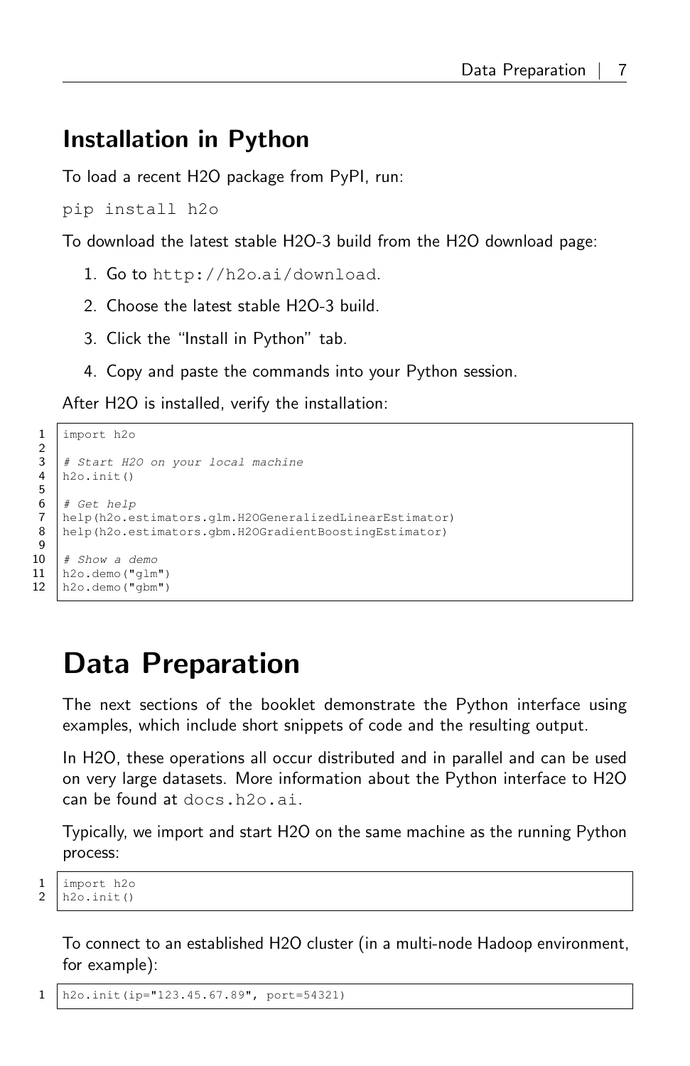## Installation in Python

To load a recent H2O package from PyPI, run:

```
pip install h2o
```

To download the latest stable H2O-3 build from the H2O download page:

1. Go to `http://h2o.ai/download`.
2. Choose the latest stable H2O-3 build.
3. Click the "Install in Python" tab.
4. Copy and paste the commands into your Python session.

After H2O is installed, verify the installation:

```python
import h2o

# Start H2O on your local machine
h2o.init()

# Get help
help(h2o.estimators.glm.H2OGeneralizedLinearEstimator)
help(h2o.estimators.gbm.H2OGradientBoostingEstimator)

# Show a demo
h2o.demo("glm")
h2o.demo("gbm")
```

# Data Preparation

The next sections of the booklet demonstrate the Python interface using examples, which include short snippets of code and the resulting output.

In H2O, these operations all occur distributed and in parallel and can be used on very large datasets. More information about the Python interface to H2O can be found at `docs.h2o.ai`.

Typically, we import and start H2O on the same machine as the running Python process:

```python
import h2o
h2o.init()
```

To connect to an established H2O cluster (in a multi-node Hadoop environment, for example):

```python
h2o.init(ip="123.45.67.89", port=54321)
```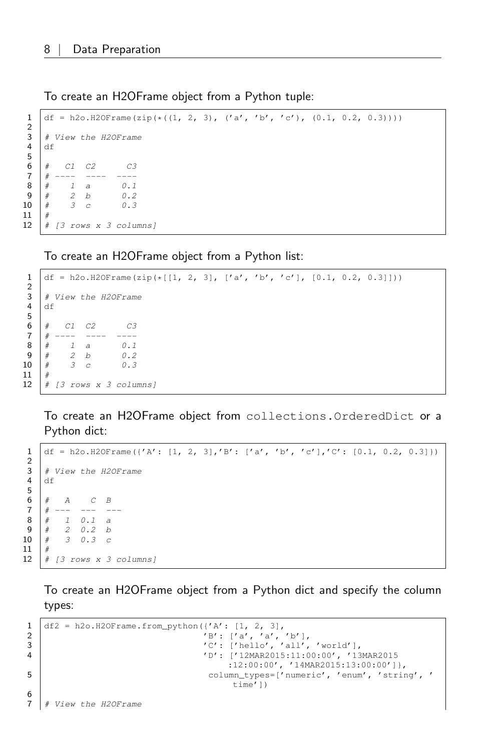To create an H2OFrame object from a Python tuple:

```
df = h2o.H2OFrame(zip(*((1, 2, 3), ('a', 'b', 'c'), (0.1, 0.2, 0.3))))

# View the H2OFrame
df

#   C1  C2      C3
# ----  ----  ----
#    1  a      0.1
#    2  b      0.2
#    3  c      0.3
#
# [3 rows x 3 columns]
```

To create an H2OFrame object from a Python list:

```
df = h2o.H2OFrame(zip(*[[1, 2, 3], ['a', 'b', 'c'], [0.1, 0.2, 0.3]]))

# View the H2OFrame
df

#   C1  C2      C3
# ----  ----  ----
#    1  a      0.1
#    2  b      0.2
#    3  c      0.3
#
# [3 rows x 3 columns]
```

To create an H2OFrame object from `collections.OrderedDict` or a Python dict:

```
df = h2o.H2OFrame({'A': [1, 2, 3],'B': ['a', 'b', 'c'],'C': [0.1, 0.2, 0.3]})

# View the H2OFrame
df

#   A    C  B
# ---  ---  ---
#   1  0.1  a
#   2  0.2  b
#   3  0.3  c
#
# [3 rows x 3 columns]
```

To create an H2OFrame object from a Python dict and specify the column types:

```
df2 = h2o.H2OFrame.from_python({'A': [1, 2, 3],
                                'B': ['a', 'a', 'b'],
                                'C': ['hello', 'all', 'world'],
                                'D': ['12MAR2015:11:00:00', '13MAR2015
                                     :12:00:00', '14MAR2015:13:00:00']},
                                column_types=['numeric', 'enum', 'string', '
                                     time'])

# View the H2OFrame
```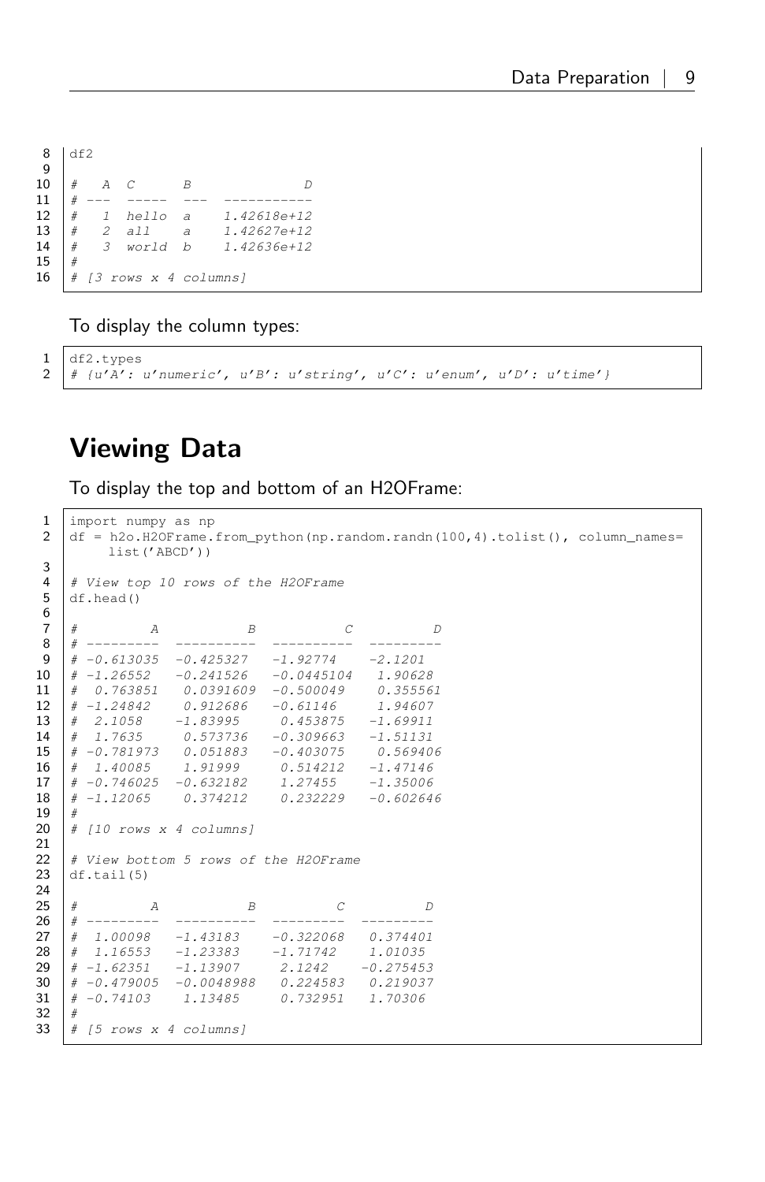```
df2

#   A  C      B              D
# ---  -----  ---  -----------
#   1  hello  a    1.42618e+12
#   2  all    a    1.42627e+12
#   3  world  b    1.42636e+12
#
# [3 rows x 4 columns]
```

To display the column types:

```
df2.types
# {u'A': u'numeric', u'B': u'string', u'C': u'enum', u'D': u'time'}
```

## Viewing Data

To display the top and bottom of an H2OFrame:

```
import numpy as np
df = h2o.H2OFrame.from_python(np.random.randn(100,4).tolist(), column_names=
     list('ABCD'))

# View top 10 rows of the H2OFrame
df.head()

#          A           B           C          D
# ---------  ----------  ----------  ---------
# -0.613035  -0.425327   -1.92774    -2.1201
# -1.26552   -0.241526   -0.0445104   1.90628
#  0.763851   0.0391609  -0.500049    0.355561
# -1.24842    0.912686   -0.61146     1.94607
#  2.1058    -1.83995     0.453875   -1.69911
#  1.7635     0.573736   -0.309663   -1.51131
# -0.781973   0.051883   -0.403075    0.569406
#  1.40085    1.91999     0.514212   -1.47146
# -0.746025  -0.632182    1.27455    -1.35006
# -1.12065    0.374212    0.232229   -0.602646
#
# [10 rows x 4 columns]

# View bottom 5 rows of the H2OFrame
df.tail(5)

#          A           B          C          D
# ---------  ----------  ---------  ---------
#  1.00098   -1.43183    -0.322068   0.374401
#  1.16553   -1.23383    -1.71742    1.01035
# -1.62351   -1.13907     2.1242    -0.275453
# -0.479005  -0.0048988   0.224583   0.219037
# -0.74103    1.13485     0.732951   1.70306
#
# [5 rows x 4 columns]
```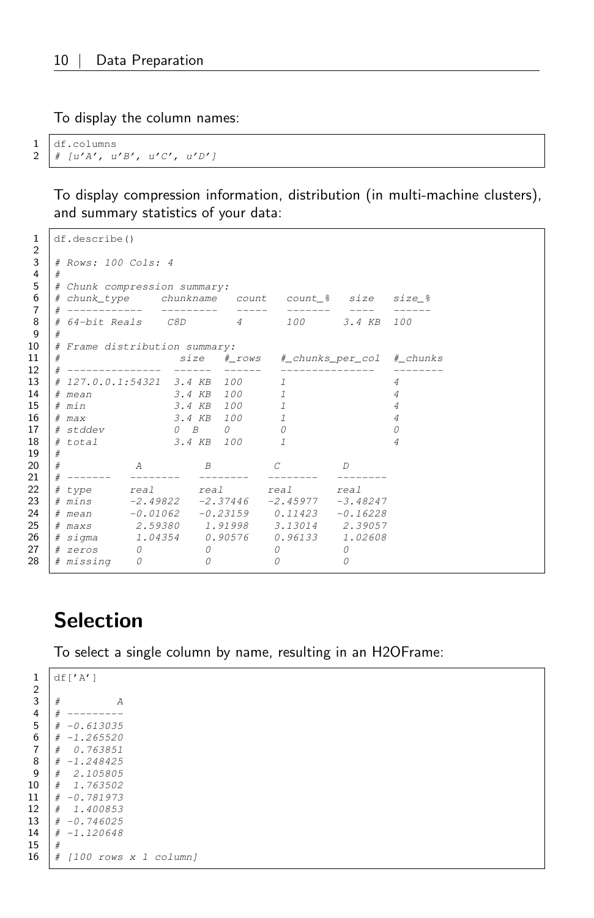To display the column names:

```
df.columns
# [u'A', u'B', u'C', u'D']
```

To display compression information, distribution (in multi-machine clusters), and summary statistics of your data:

```
df.describe()

# Rows: 100 Cols: 4
#
# Chunk compression summary:
# chunk_type     chunkname   count   count_%   size   size_%
# ------------   ---------   -----   -------   ----   ------
# 64-bit Reals    C8D        4       100       3.4 KB  100
#
# Frame distribution summary:
#                   size    #_rows   #_chunks_per_col  #_chunks
# ---------------  ------  ------   ---------------   --------
# 127.0.0.1:54321  3.4 KB  100      1                 4
# mean             3.4 KB  100      1                 4
# min              3.4 KB  100      1                 4
# max              3.4 KB  100      1                 4
# stddev           0  B    0        0                 0
# total            3.4 KB  100      1                 4
#
#            A          B          C          D
# -------   --------   --------   --------   --------
# type      real       real       real       real
# mins      -2.49822   -2.37446   -2.45977   -3.48247
# mean      -0.01062   -0.23159    0.11423   -0.16228
# maxs       2.59380    1.91998    3.13014    2.39057
# sigma      1.04354    0.90576    0.96133    1.02608
# zeros      0          0          0          0
# missing    0          0          0          0
```

# Selection

To select a single column by name, resulting in an H2OFrame:

```
df['A']

#         A
# ---------
# -0.613035
# -1.265520
#  0.763851
# -1.248425
#  2.105805
#  1.763502
# -0.781973
#  1.400853
# -0.746025
# -1.120648
#
# [100 rows x 1 column]
```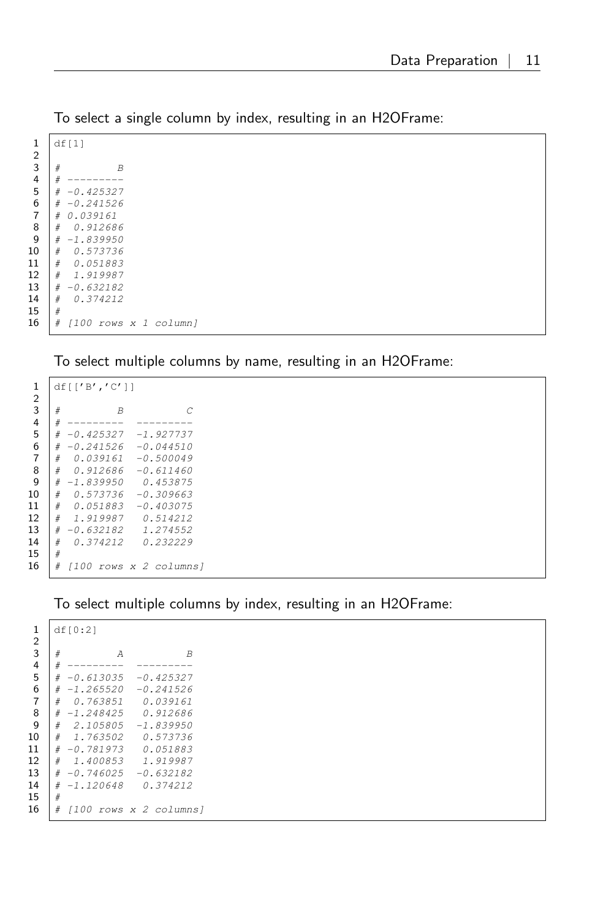To select a single column by index, resulting in an H2OFrame:

```
df[1]

#         B
# ---------
# -0.425327
# -0.241526
# 0.039161
#  0.912686
# -1.839950
#  0.573736
#  0.051883
#  1.919987
# -0.632182
#  0.374212
#
# [100 rows x 1 column]
```

To select multiple columns by name, resulting in an H2OFrame:

```
df[['B','C']]

#         B          C
# ---------  ---------
# -0.425327  -1.927737
# -0.241526  -0.044510
#  0.039161  -0.500049
#  0.912686  -0.611460
# -1.839950   0.453875
#  0.573736  -0.309663
#  0.051883  -0.403075
#  1.919987   0.514212
# -0.632182   1.274552
#  0.374212   0.232229
#
# [100 rows x 2 columns]
```

To select multiple columns by index, resulting in an H2OFrame:

```
df[0:2]

#         A          B
# ---------  ---------
# -0.613035  -0.425327
# -1.265520  -0.241526
#  0.763851   0.039161
# -1.248425   0.912686
#  2.105805  -1.839950
#  1.763502   0.573736
# -0.781973   0.051883
#  1.400853   1.919987
# -0.746025  -0.632182
# -1.120648   0.374212
#
# [100 rows x 2 columns]
```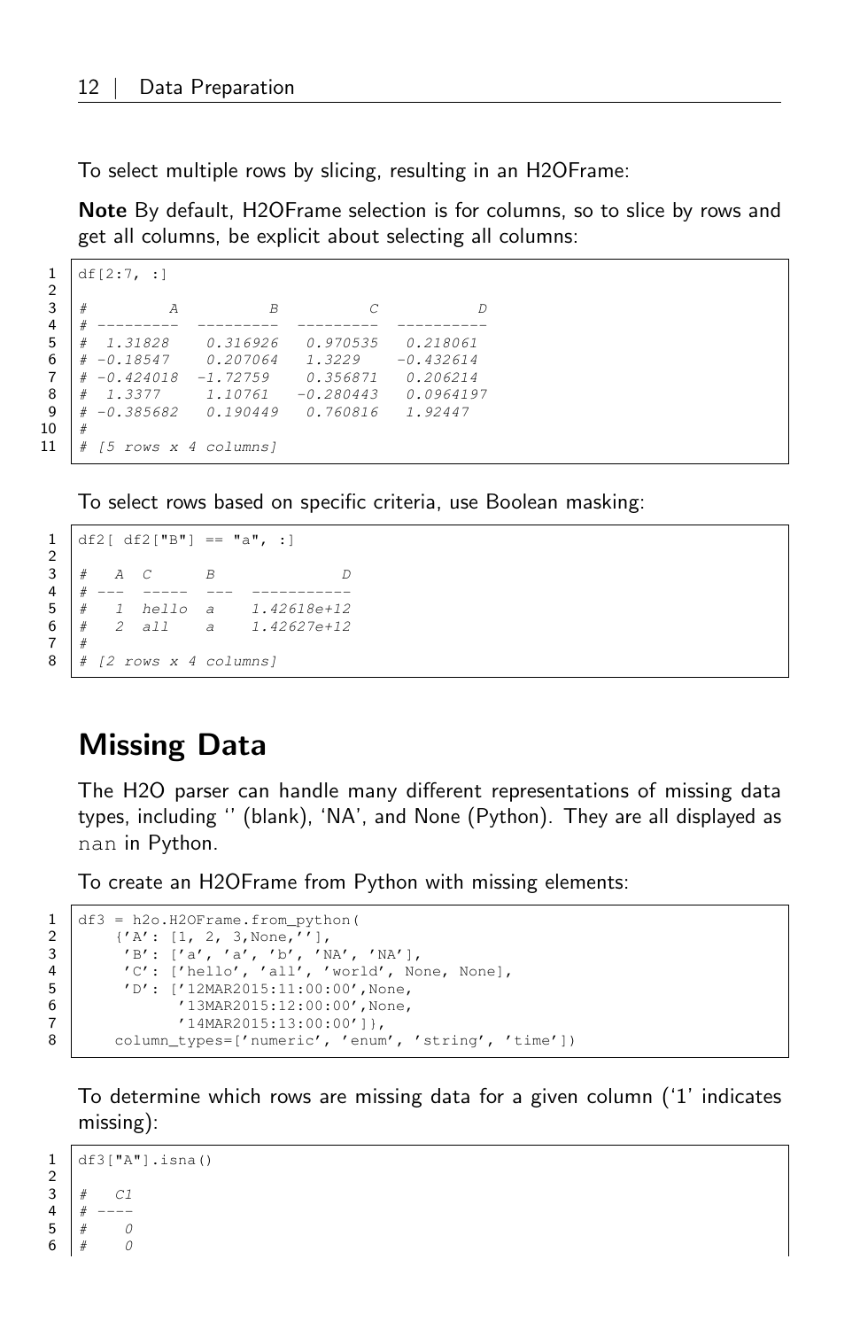To select multiple rows by slicing, resulting in an H2OFrame:

**Note** By default, H2OFrame selection is for columns, so to slice by rows and get all columns, be explicit about selecting all columns:

```
df[2:7, :]

#         A          B          C           D
# ---------  ---------  ---------  ----------
#  1.31828    0.316926   0.970535   0.218061
# -0.18547    0.207064   1.3229    -0.432614
# -0.424018  -1.72759    0.356871   0.206214
#  1.3377     1.10761   -0.280443   0.0964197
# -0.385682   0.190449   0.760816   1.92447
#
# [5 rows x 4 columns]
```

To select rows based on specific criteria, use Boolean masking:

```
df2[ df2["B"] == "a", :]

#   A  C      B            D
# ---  -----  ---  -----------
#   1  hello  a    1.42618e+12
#   2  all    a    1.42627e+12
#
# [2 rows x 4 columns]
```

## Missing Data

The H2O parser can handle many different representations of missing data types, including '' (blank), 'NA', and None (Python). They are all displayed as nan in Python.

To create an H2OFrame from Python with missing elements:

```
df3 = h2o.H2OFrame.from_python(
    {'A': [1, 2, 3,None,''],
     'B': ['a', 'a', 'b', 'NA', 'NA'],
     'C': ['hello', 'all', 'world', None, None],
     'D': ['12MAR2015:11:00:00',None,
           '13MAR2015:12:00:00',None,
           '14MAR2015:13:00:00']},
    column_types=['numeric', 'enum', 'string', 'time'])
```

To determine which rows are missing data for a given column ('1' indicates missing):

```
df3["A"].isna()

#   C1
# ----
#    0
#    0
```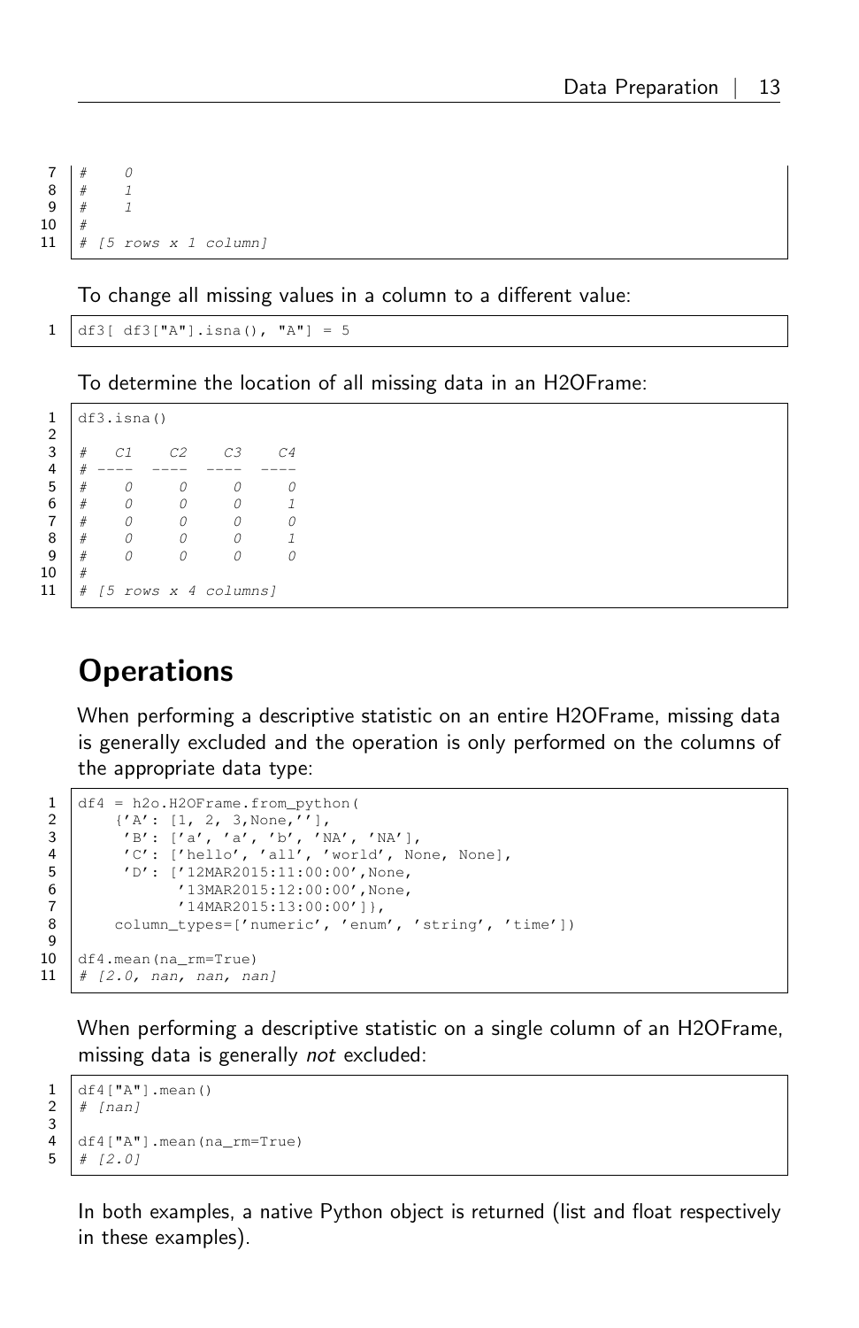```
#    0
#    1
#    1
#
# [5 rows x 1 column]
```

To change all missing values in a column to a different value:

```
df3[ df3["A"].isna(), "A"] = 5
```

To determine the location of all missing data in an H2OFrame:

```
df3.isna()

#   C1    C2    C3    C4
# ----  ----  ----  ----
#    0     0     0     0
#    0     0     0     1
#    0     0     0     0
#    0     0     0     1
#    0     0     0     0
#
# [5 rows x 4 columns]
```

## Operations

When performing a descriptive statistic on an entire H2OFrame, missing data is generally excluded and the operation is only performed on the columns of the appropriate data type:

```
df4 = h2o.H2OFrame.from_python(
    {'A': [1, 2, 3,None,''],
     'B': ['a', 'a', 'b', 'NA', 'NA'],
     'C': ['hello', 'all', 'world', None, None],
     'D': ['12MAR2015:11:00:00',None,
           '13MAR2015:12:00:00',None,
           '14MAR2015:13:00:00']},
    column_types=['numeric', 'enum', 'string', 'time'])

df4.mean(na_rm=True)
# [2.0, nan, nan, nan]
```

When performing a descriptive statistic on a single column of an H2OFrame, missing data is generally *not* excluded:

```
df4["A"].mean()
# [nan]

df4["A"].mean(na_rm=True)
# [2.0]
```

In both examples, a native Python object is returned (list and float respectively in these examples).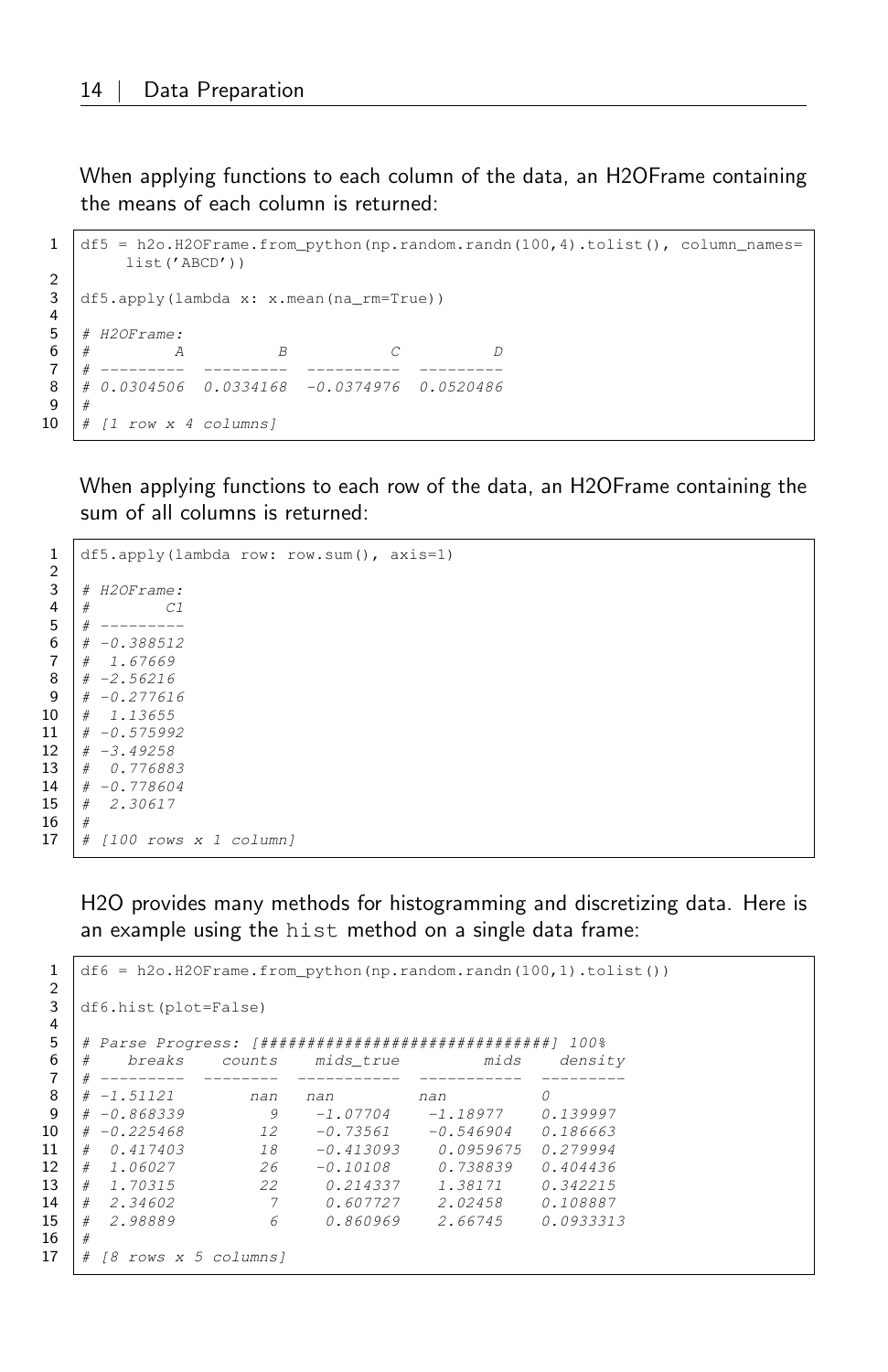When applying functions to each column of the data, an H2OFrame containing the means of each column is returned:

```
df5 = h2o.H2OFrame.from_python(np.random.randn(100,4).tolist(), column_names=
    list('ABCD'))

df5.apply(lambda x: x.mean(na_rm=True))

# H2OFrame:
#          A          B           C          D
# ---------  ---------  ----------  ---------
# 0.0304506  0.0334168  -0.0374976  0.0520486
#
# [1 row x 4 columns]
```

When applying functions to each row of the data, an H2OFrame containing the sum of all columns is returned:

```
df5.apply(lambda row: row.sum(), axis=1)

# H2OFrame:
#        C1
# ---------
# -0.388512
#  1.67669
# -2.56216
# -0.277616
#  1.13655
# -0.575992
# -3.49258
#  0.776883
# -0.778604
#  2.30617
#
# [100 rows x 1 column]
```

H2O provides many methods for histogramming and discretizing data. Here is an example using the `hist` method on a single data frame:

```
df6 = h2o.H2OFrame.from_python(np.random.randn(100,1).tolist())

df6.hist(plot=False)

# Parse Progress: [###############################] 100%
#    breaks    counts    mids_true         mids    density
# ---------  --------  -----------  -----------  ---------
# -1.51121        nan   nan          nan          0
# -0.868339         9    -1.07704    -1.18977    0.139997
# -0.225468        12    -0.73561    -0.546904   0.186663
#  0.417403        18    -0.413093    0.0959675  0.279994
#  1.06027         26    -0.10108     0.738839   0.404436
#  1.70315         22     0.214337    1.38171    0.342215
#  2.34602          7     0.607727    2.02458    0.108887
#  2.98889          6     0.860969    2.66745    0.0933313
#
# [8 rows x 5 columns]
```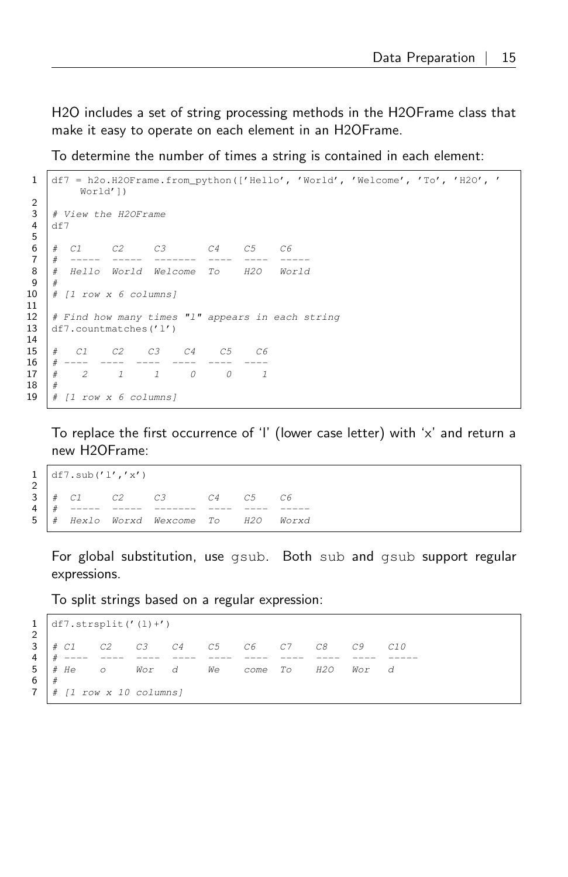H2O includes a set of string processing methods in the H2OFrame class that make it easy to operate on each element in an H2OFrame.

To determine the number of times a string is contained in each element:

```
df7 = h2o.H2OFrame.from_python(['Hello', 'World', 'Welcome', 'To', 'H2O', '
     World'])

# View the H2OFrame
df7

#  C1     C2     C3       C4    C5    C6
#  -----  -----  -------  ----  ----  -----
#  Hello  World  Welcome  To    H2O   World
#
# [1 row x 6 columns]

# Find how many times "l" appears in each string
df7.countmatches('l')

#   C1    C2    C3    C4    C5    C6
# ----  ----  ----  ----  ----  ----
#    2     1     1     0     0     1
#
# [1 row x 6 columns]
```

To replace the first occurrence of 'l' (lower case letter) with 'x' and return a new H2OFrame:

```
df7.sub('l','x')

#  C1     C2     C3       C4    C5    C6
#  -----  -----  -------  ----  ----  -----
#  Hexlo  Worxd  Wexcome  To    H2O   Worxd
```

For global substitution, use `gsub`. Both `sub` and `gsub` support regular expressions.

To split strings based on a regular expression:

```
df7.strsplit('(l)+')

# C1    C2    C3    C4    C5    C6    C7    C8    C9    C10
# ----  ----  ----  ----  ----  ----  ----  ----  ----  -----
# He    o     Wor   d     We    come  To    H2O   Wor   d
#
# [1 row x 10 columns]
```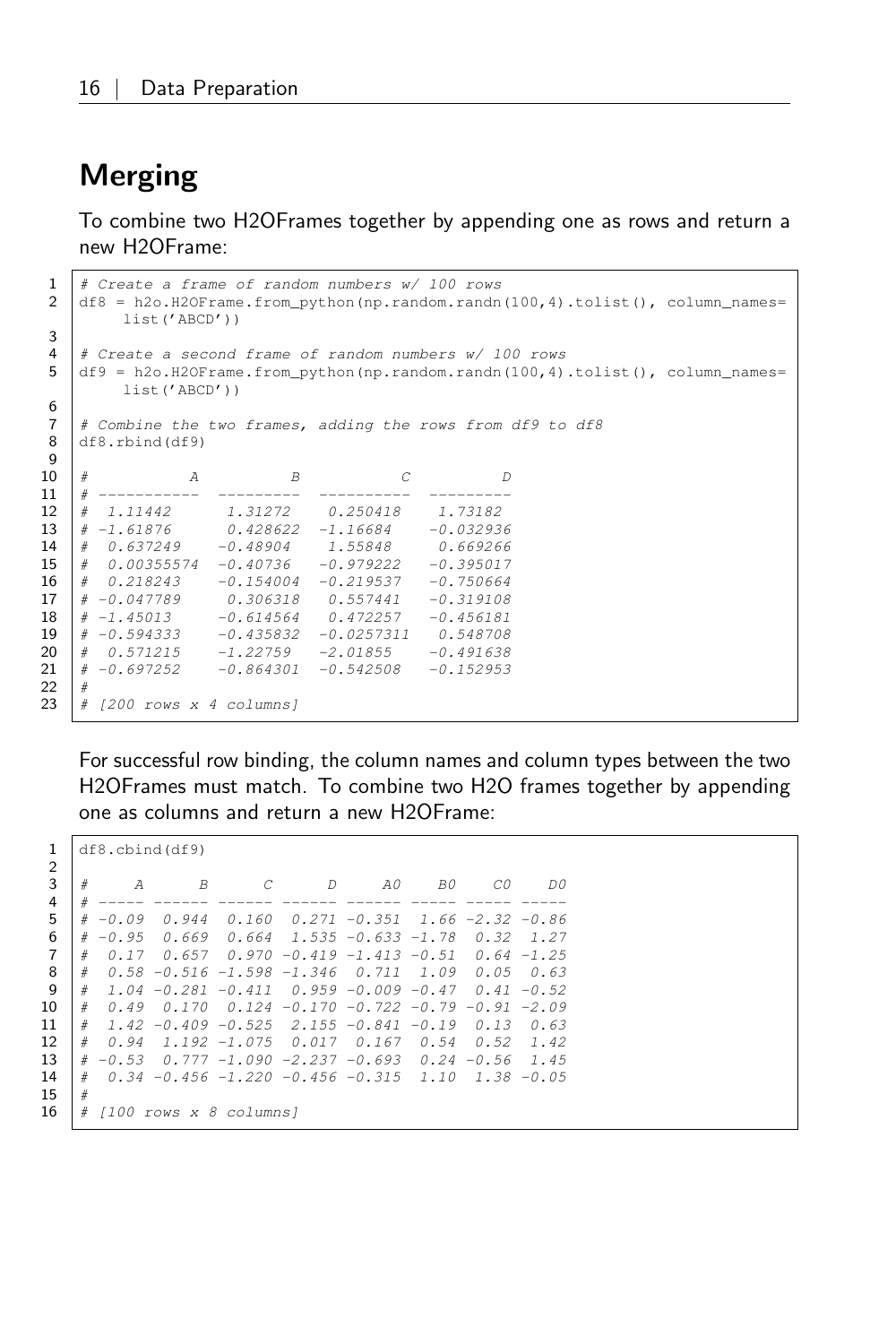## Merging

To combine two H2OFrames together by appending one as rows and return a new H2OFrame:

```
# Create a frame of random numbers w/ 100 rows
df8 = h2o.H2OFrame.from_python(np.random.randn(100,4).tolist(), column_names=
    list('ABCD'))

# Create a second frame of random numbers w/ 100 rows
df9 = h2o.H2OFrame.from_python(np.random.randn(100,4).tolist(), column_names=
    list('ABCD'))

# Combine the two frames, adding the rows from df9 to df8
df8.rbind(df9)

#          A          B          C          D
# -----------  ---------  ----------  ---------
#  1.11442      1.31272    0.250418    1.73182
# -1.61876      0.428622  -1.16684    -0.032936
#  0.637249    -0.48904    1.55848     0.669266
#  0.00355574  -0.40736   -0.979222   -0.395017
#  0.218243    -0.154004  -0.219537   -0.750664
# -0.047789     0.306318   0.557441   -0.319108
# -1.45013     -0.614564   0.472257   -0.456181
# -0.594333    -0.435832  -0.0257311   0.548708
#  0.571215    -1.22759   -2.01855    -0.491638
# -0.697252    -0.864301  -0.542508   -0.152953
#
# [200 rows x 4 columns]
```

For successful row binding, the column names and column types between the two H2OFrames must match. To combine two H2O frames together by appending one as columns and return a new H2OFrame:

```
df8.cbind(df9)

#     A      B      C      D     A0    B0    C0    D0
# ----- ------ ------ ------ ------ ----- ----- -----
# -0.09  0.944  0.160  0.271 -0.351  1.66 -2.32 -0.86
# -0.95  0.669  0.664  1.535 -0.633 -1.78  0.32  1.27
#  0.17  0.657  0.970 -0.419 -1.413 -0.51  0.64 -1.25
#  0.58 -0.516 -1.598 -1.346  0.711  1.09  0.05  0.63
#  1.04 -0.281 -0.411  0.959 -0.009 -0.47  0.41 -0.52
#  0.49  0.170  0.124 -0.170 -0.722 -0.79 -0.91 -2.09
#  1.42 -0.409 -0.525  2.155 -0.841 -0.19  0.13  0.63
#  0.94  1.192 -1.075  0.017  0.167  0.54  0.52  1.42
# -0.53  0.777 -1.090 -2.237 -0.693  0.24 -0.56  1.45
#  0.34 -0.456 -1.220 -0.456 -0.315  1.10  1.38 -0.05
#
# [100 rows x 8 columns]
```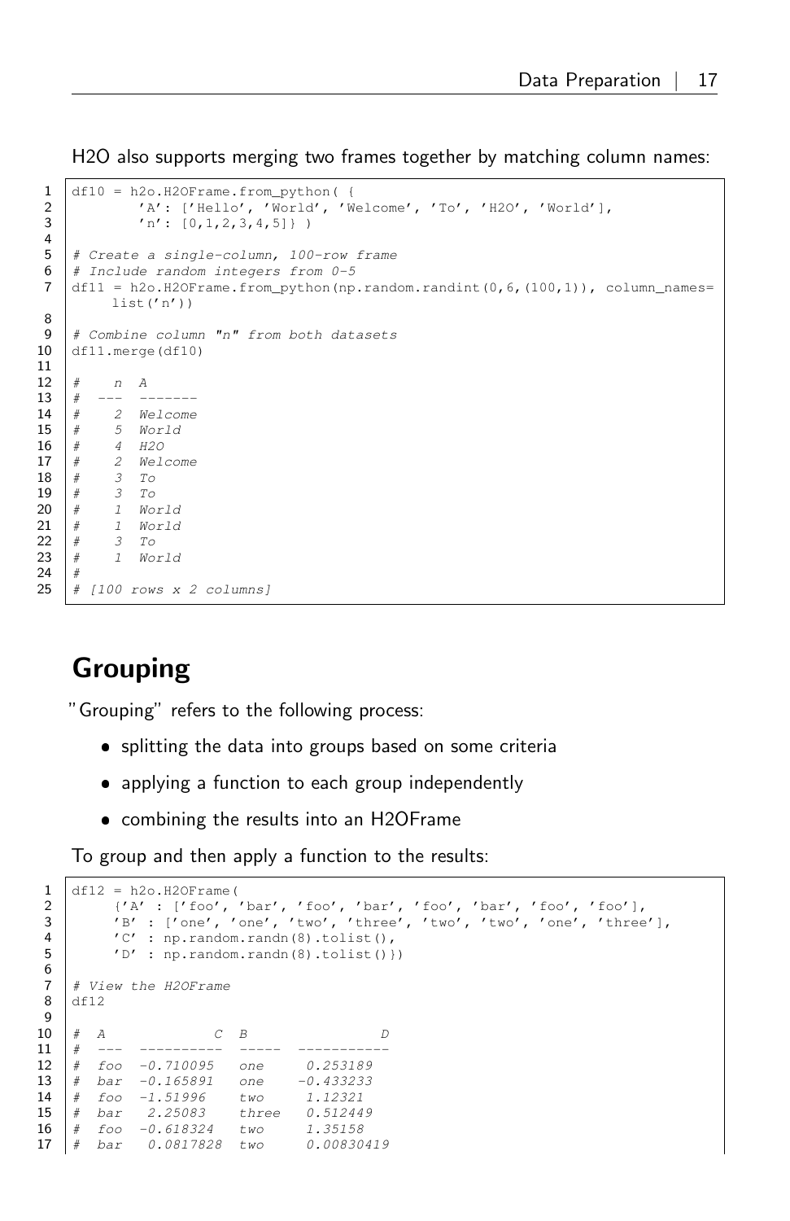H2O also supports merging two frames together by matching column names:

```
df10 = h2o.H2OFrame.from_python( {
        'A': ['Hello', 'World', 'Welcome', 'To', 'H2O', 'World'],
        'n': [0,1,2,3,4,5]} )

# Create a single-column, 100-row frame
# Include random integers from 0-5
df11 = h2o.H2OFrame.from_python(np.random.randint(0,6,(100,1)), column_names=
    list('n'))

# Combine column "n" from both datasets
df11.merge(df10)

#    n  A
#  ---  -------
#    2  Welcome
#    5  World
#    4  H2O
#    2  Welcome
#    3  To
#    3  To
#    1  World
#    1  World
#    3  To
#    1  World
#
# [100 rows x 2 columns]
```

## Grouping

"Grouping" refers to the following process:

- splitting the data into groups based on some criteria
- applying a function to each group independently
- combining the results into an H2OFrame

To group and then apply a function to the results:

```
df12 = h2o.H2OFrame(
     {'A' : ['foo', 'bar', 'foo', 'bar', 'foo', 'bar', 'foo', 'foo'],
      'B' : ['one', 'one', 'two', 'three', 'two', 'two', 'one', 'three'],
      'C' : np.random.randn(8).tolist(),
      'D' : np.random.randn(8).tolist()})

# View the H2OFrame
df12

#  A              C  B                D
#  ---  ----------  -----  -----------
#  foo  -0.710095   one     0.253189
#  bar  -0.165891   one    -0.433233
#  foo  -1.51996    two     1.12321
#  bar   2.25083    three   0.512449
#  foo  -0.618324   two     1.35158
#  bar   0.0817828  two     0.00830419
```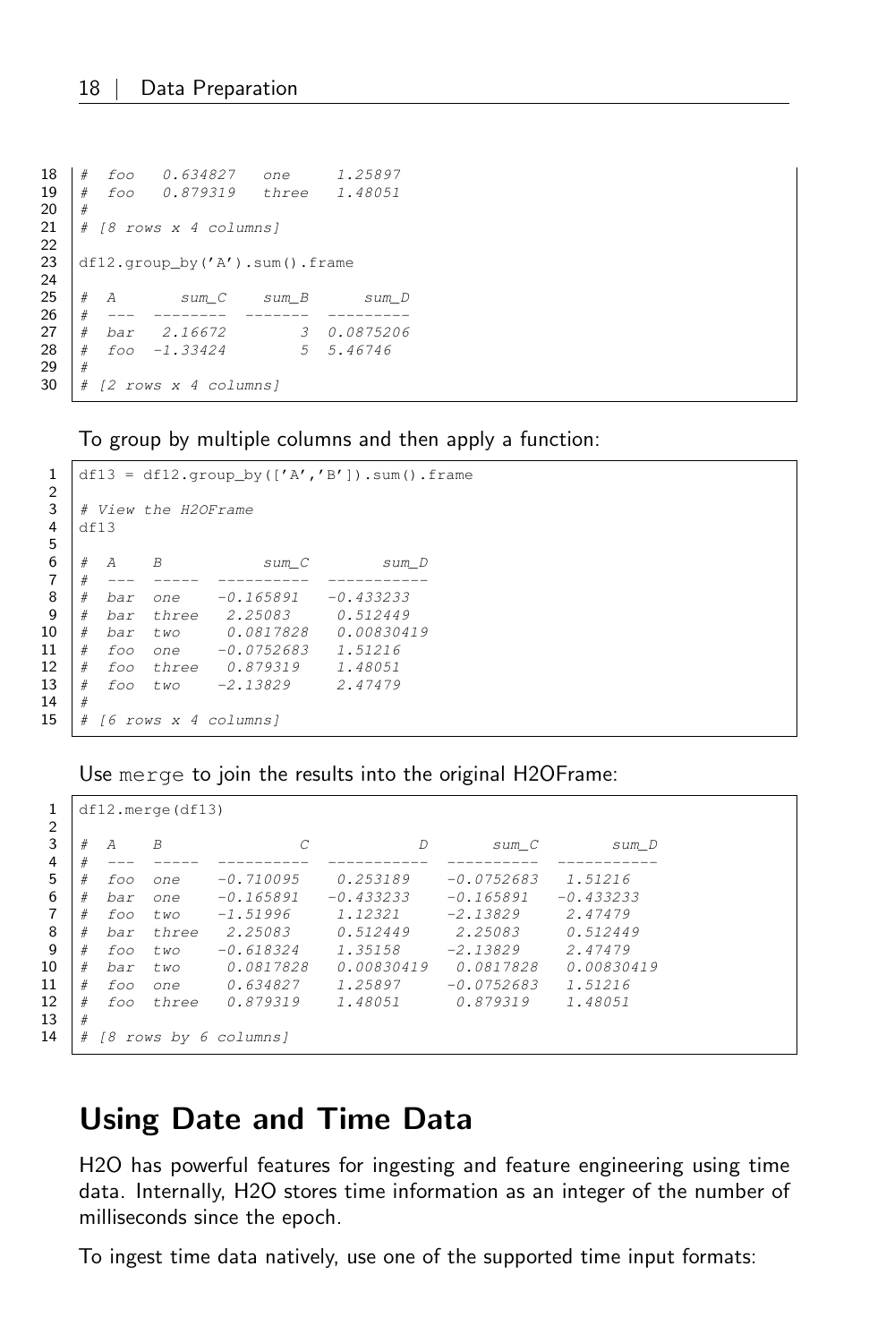```
# foo   0.634827   one     1.25897
# foo   0.879319   three   1.48051
#
# [8 rows x 4 columns]

df12.group_by('A').sum().frame

# A       sum_C    sum_B     sum_D
# ---  --------  -------  ---------
# bar   2.16672        3  0.0875206
# foo  -1.33424        5  5.46746
#
# [2 rows x 4 columns]
```

To group by multiple columns and then apply a function:

```
df13 = df12.group_by(['A','B']).sum().frame

# View the H2OFrame
df13

# A    B           sum_C        sum_D
# ---  -----  ----------  -----------
# bar  one    -0.165891   -0.433233
# bar  three   2.25083     0.512449
# bar  two     0.0817828   0.00830419
# foo  one    -0.0752683   1.51216
# foo  three   0.879319    1.48051
# foo  two    -2.13829     2.47479
#
# [6 rows x 4 columns]
```

Use merge to join the results into the original H2OFrame:

```
df12.merge(df13)

# A    B              C            D       sum_C        sum_D
# ---  -----  ----------  -----------  ----------  -----------
# foo  one    -0.710095    0.253189    -0.0752683   1.51216
# bar  one    -0.165891   -0.433233    -0.165891   -0.433233
# foo  two    -1.51996     1.12321     -2.13829     2.47479
# bar  three   2.25083     0.512449     2.25083     0.512449
# foo  two    -0.618324    1.35158     -2.13829     2.47479
# bar  two     0.0817828   0.00830419   0.0817828   0.00830419
# foo  one     0.634827    1.25897     -0.0752683   1.51216
# foo  three   0.879319    1.48051      0.879319    1.48051
#
# [8 rows by 6 columns]
```

# Using Date and Time Data

H2O has powerful features for ingesting and feature engineering using time data. Internally, H2O stores time information as an integer of the number of milliseconds since the epoch.

To ingest time data natively, use one of the supported time input formats: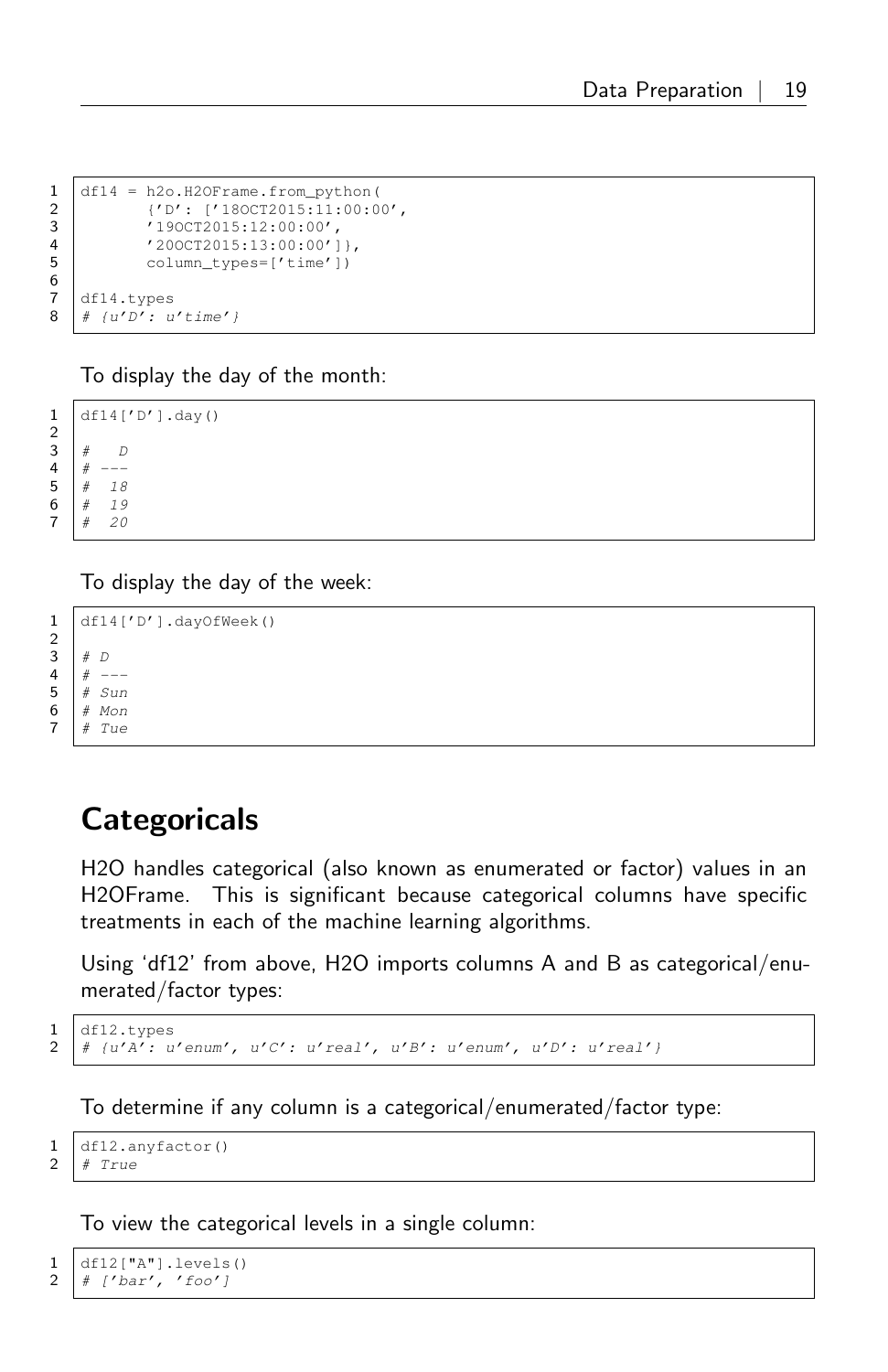```python
df14 = h2o.H2OFrame.from_python(
       {'D': ['18OCT2015:11:00:00',
       '19OCT2015:12:00:00',
       '20OCT2015:13:00:00']},
       column_types=['time'])

df14.types
# {u'D': u'time'}
```

To display the day of the month:

```python
df14['D'].day()

#   D
# ---
#  18
#  19
#  20
```

To display the day of the week:

```python
df14['D'].dayOfWeek()

# D
# ---
# Sun
# Mon
# Tue
```

## Categoricals

H2O handles categorical (also known as enumerated or factor) values in an H2OFrame. This is significant because categorical columns have specific treatments in each of the machine learning algorithms.

Using 'df12' from above, H2O imports columns A and B as categorical/enumerated/factor types:

```python
df12.types
# {u'A': u'enum', u'C': u'real', u'B': u'enum', u'D': u'real'}
```

To determine if any column is a categorical/enumerated/factor type:

```python
df12.anyfactor()
# True
```

To view the categorical levels in a single column:

```python
df12["A"].levels()
# ['bar', 'foo']
```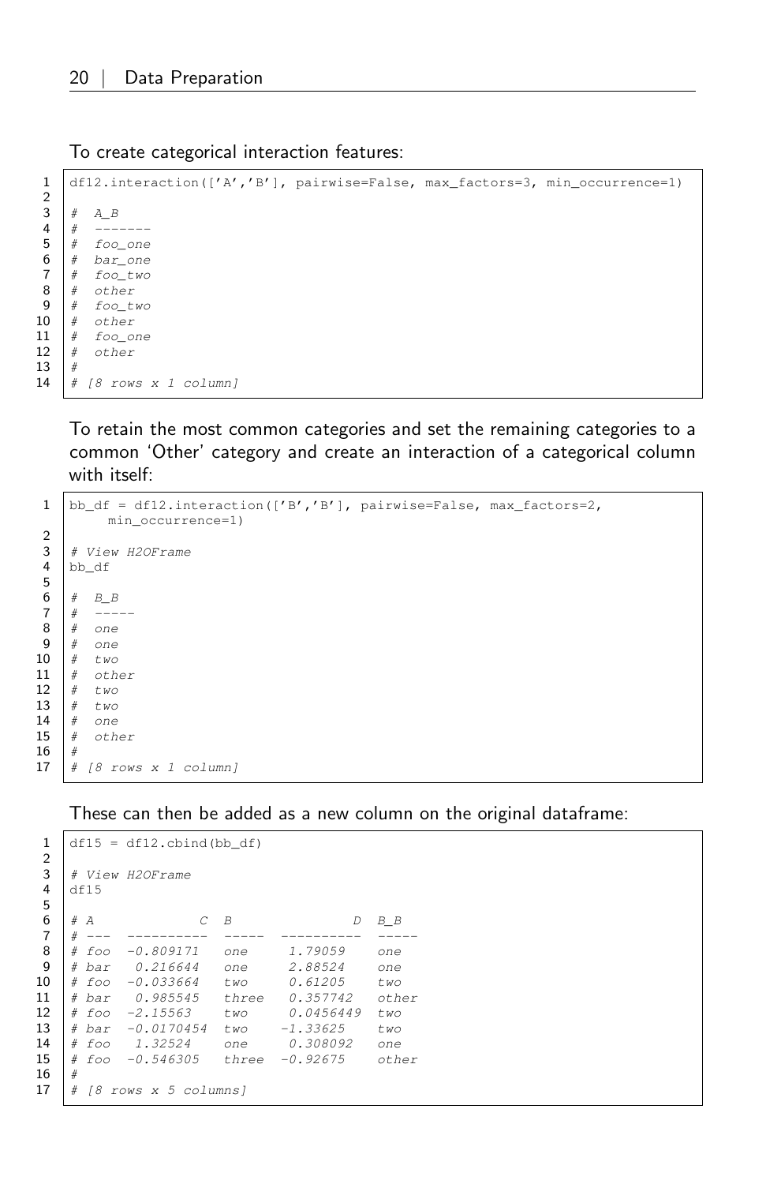To create categorical interaction features:

```
df12.interaction(['A','B'], pairwise=False, max_factors=3, min_occurrence=1)

#  A_B
#  -------
#  foo_one
#  bar_one
#  foo_two
#  other
#  foo_two
#  other
#  foo_one
#  other
#
# [8 rows x 1 column]
```

To retain the most common categories and set the remaining categories to a common 'Other' category and create an interaction of a categorical column with itself:

```
bb_df = df12.interaction(['B','B'], pairwise=False, max_factors=2,
     min_occurrence=1)

# View H2OFrame
bb_df

#  B_B
#  -----
#  one
#  one
#  two
#  other
#  two
#  two
#  one
#  other
#
# [8 rows x 1 column]
```

These can then be added as a new column on the original dataframe:

```
df15 = df12.cbind(bb_df)

# View H2OFrame
df15

# A             C  B              D  B_B
# ---  ----------  -----  ----------  -----
# foo  -0.809171   one     1.79059    one
# bar   0.216644   one     2.88524    one
# foo  -0.033664   two     0.61205    two
# bar   0.985545   three   0.357742   other
# foo  -2.15563    two     0.0456449  two
# bar  -0.0170454  two    -1.33625    two
# foo   1.32524    one     0.308092   one
# foo  -0.546305   three  -0.92675    other
#
# [8 rows x 5 columns]
```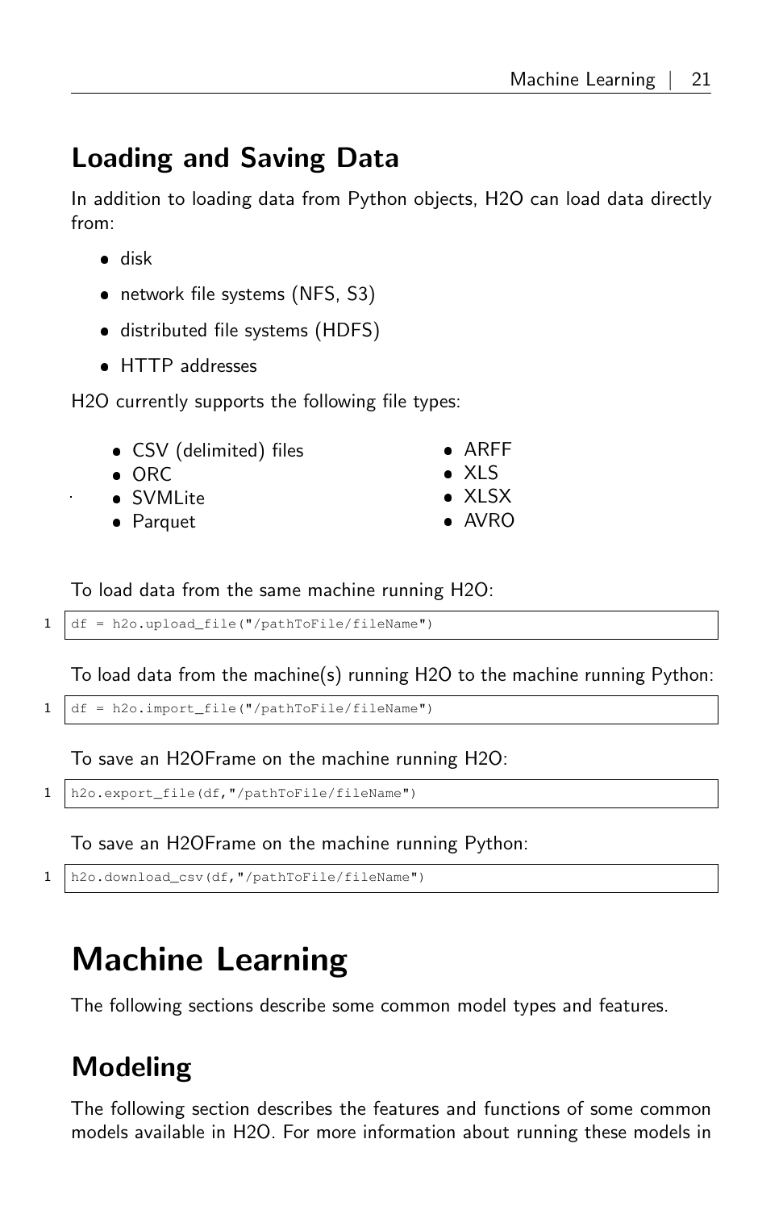## Loading and Saving Data

In addition to loading data from Python objects, H2O can load data directly from:

- disk
- network file systems (NFS, S3)
- distributed file systems (HDFS)
- HTTP addresses

H2O currently supports the following file types:

- CSV (delimited) files
- ORC
- SVMLite
- Parquet
- ARFF
- XLS
- XLSX
- AVRO

To load data from the same machine running H2O:

```
df = h2o.upload_file("/pathToFile/fileName")
```

To load data from the machine(s) running H2O to the machine running Python:

```
df = h2o.import_file("/pathToFile/fileName")
```

To save an H2OFrame on the machine running H2O:

```
h2o.export_file(df,"/pathToFile/fileName")
```

To save an H2OFrame on the machine running Python:

```
h2o.download_csv(df,"/pathToFile/fileName")
```

# Machine Learning

The following sections describe some common model types and features.

## Modeling

The following section describes the features and functions of some common models available in H2O. For more information about running these models in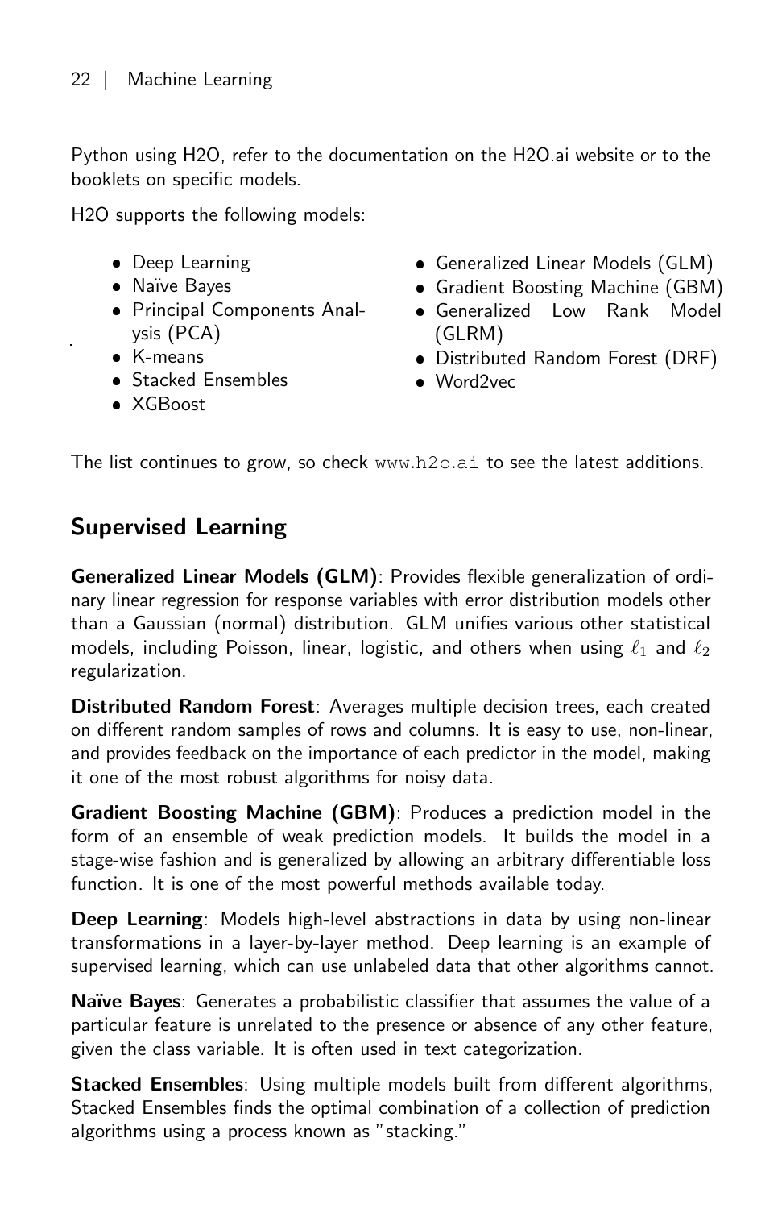Python using H2O, refer to the documentation on the H2O.ai website or to the booklets on specific models.

H2O supports the following models:

- Deep Learning
- Naïve Bayes
- Principal Components Analysis (PCA)
- K-means
- Stacked Ensembles
- XGBoost
- Generalized Linear Models (GLM)
- Gradient Boosting Machine (GBM)
- Generalized Low Rank Model (GLRM)
- Distributed Random Forest (DRF)
- Word2vec

The list continues to grow, so check www.h2o.ai to see the latest additions.

## Supervised Learning

**Generalized Linear Models (GLM)**: Provides flexible generalization of ordinary linear regression for response variables with error distribution models other than a Gaussian (normal) distribution. GLM unifies various other statistical models, including Poisson, linear, logistic, and others when using $\ell_1$ and $\ell_2$ regularization.

**Distributed Random Forest**: Averages multiple decision trees, each created on different random samples of rows and columns. It is easy to use, non-linear, and provides feedback on the importance of each predictor in the model, making it one of the most robust algorithms for noisy data.

**Gradient Boosting Machine (GBM)**: Produces a prediction model in the form of an ensemble of weak prediction models. It builds the model in a stage-wise fashion and is generalized by allowing an arbitrary differentiable loss function. It is one of the most powerful methods available today.

**Deep Learning**: Models high-level abstractions in data by using non-linear transformations in a layer-by-layer method. Deep learning is an example of supervised learning, which can use unlabeled data that other algorithms cannot.

**Naïve Bayes**: Generates a probabilistic classifier that assumes the value of a particular feature is unrelated to the presence or absence of any other feature, given the class variable. It is often used in text categorization.

**Stacked Ensembles**: Using multiple models built from different algorithms, Stacked Ensembles finds the optimal combination of a collection of prediction algorithms using a process known as "stacking."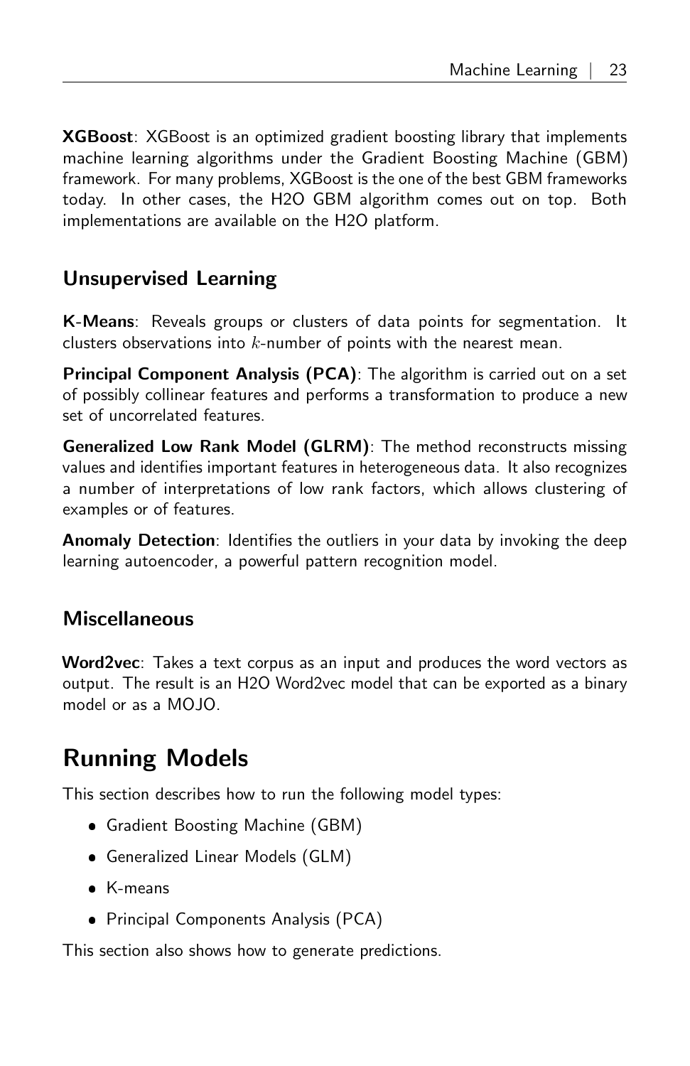**XGBoost**: XGBoost is an optimized gradient boosting library that implements machine learning algorithms under the Gradient Boosting Machine (GBM) framework. For many problems, XGBoost is the one of the best GBM frameworks today. In other cases, the H2O GBM algorithm comes out on top. Both implementations are available on the H2O platform.

### Unsupervised Learning

**K-Means**: Reveals groups or clusters of data points for segmentation. It clusters observations into $k$-number of points with the nearest mean.

**Principal Component Analysis (PCA)**: The algorithm is carried out on a set of possibly collinear features and performs a transformation to produce a new set of uncorrelated features.

**Generalized Low Rank Model (GLRM)**: The method reconstructs missing values and identifies important features in heterogeneous data. It also recognizes a number of interpretations of low rank factors, which allows clustering of examples or of features.

**Anomaly Detection**: Identifies the outliers in your data by invoking the deep learning autoencoder, a powerful pattern recognition model.

### Miscellaneous

**Word2vec**: Takes a text corpus as an input and produces the word vectors as output. The result is an H2O Word2vec model that can be exported as a binary model or as a MOJO.

## Running Models

This section describes how to run the following model types:

- Gradient Boosting Machine (GBM)
- Generalized Linear Models (GLM)
- K-means
- Principal Components Analysis (PCA)

This section also shows how to generate predictions.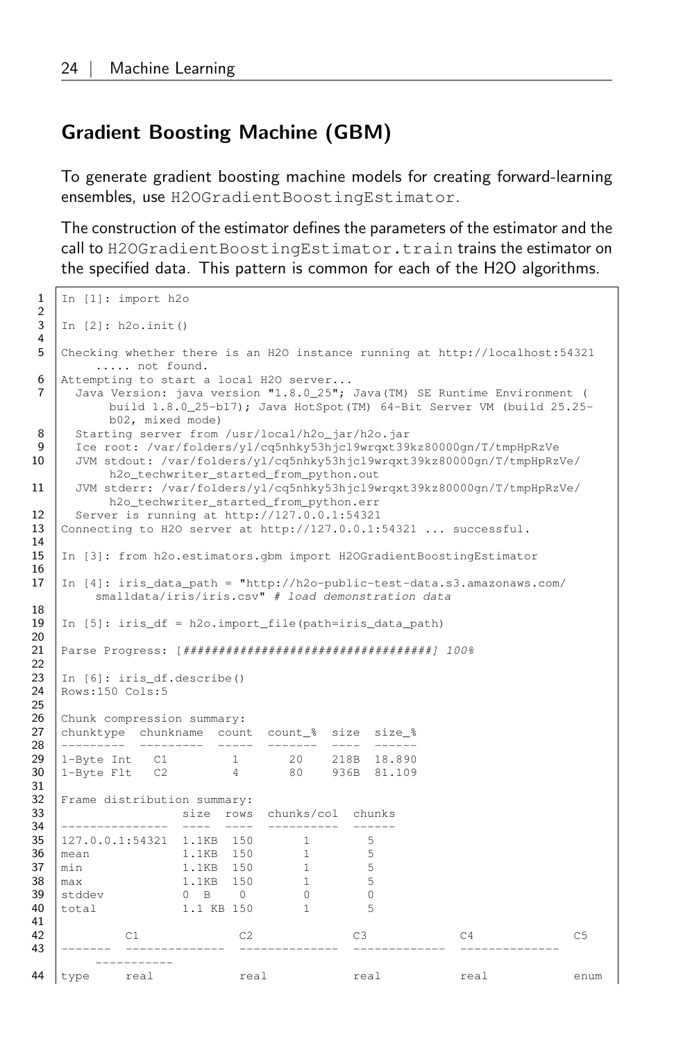## Gradient Boosting Machine (GBM)

To generate gradient boosting machine models for creating forward-learning ensembles, use `H2OGradientBoostingEstimator`.

The construction of the estimator defines the parameters of the estimator and the call to `H2OGradientBoostingEstimator.train` trains the estimator on the specified data. This pattern is common for each of the H2O algorithms.

```
In [1]: import h2o

In [2]: h2o.init()

Checking whether there is an H2O instance running at http://localhost:54321
    ..... not found.
Attempting to start a local H2O server...
  Java Version: java version "1.8.0_25"; Java(TM) SE Runtime Environment (
      build 1.8.0_25-b17); Java HotSpot(TM) 64-Bit Server VM (build 25.25-
      b02, mixed mode)
  Starting server from /usr/local/h2o_jar/h2o.jar
  Ice root: /var/folders/yl/cq5nhky53hjcl9wrqxt39kz80000gn/T/tmpHpRzVe
  JVM stdout: /var/folders/yl/cq5nhky53hjcl9wrqxt39kz80000gn/T/tmpHpRzVe/
      h2o_techwriter_started_from_python.out
  JVM stderr: /var/folders/yl/cq5nhky53hjcl9wrqxt39kz80000gn/T/tmpHpRzVe/
      h2o_techwriter_started_from_python.err
  Server is running at http://127.0.0.1:54321
Connecting to H2O server at http://127.0.0.1:54321 ... successful.

In [3]: from h2o.estimators.gbm import H2OGradientBoostingEstimator

In [4]: iris_data_path = "http://h2o-public-test-data.s3.amazonaws.com/
    smalldata/iris/iris.csv" # load demonstration data

In [5]: iris_df = h2o.import_file(path=iris_data_path)

Parse Progress: [##################################] 100%

In [6]: iris_df.describe()
Rows:150 Cols:5

Chunk compression summary:
chunktype  chunkname  count  count_%  size  size_%
---------  ---------  -----  -------  ----  ------
1-Byte Int   C1         1       20    218B  18.890
1-Byte Flt   C2         4       80    936B  81.109

Frame distribution summary:
                 size  rows  chunks/col  chunks
---------------  ----  ----  ----------  ------
127.0.0.1:54321  1.1KB  150       1        5
mean             1.1KB  150       1        5
min              1.1KB  150       1        5
max              1.1KB  150       1        5
stddev           0  B    0        0        0
total            1.1 KB 150       1        5

        C1              C2              C3             C4              C5
-------  --------------  --------------  -------------  --------------
    -----------
type     real            real            real           real            enum
```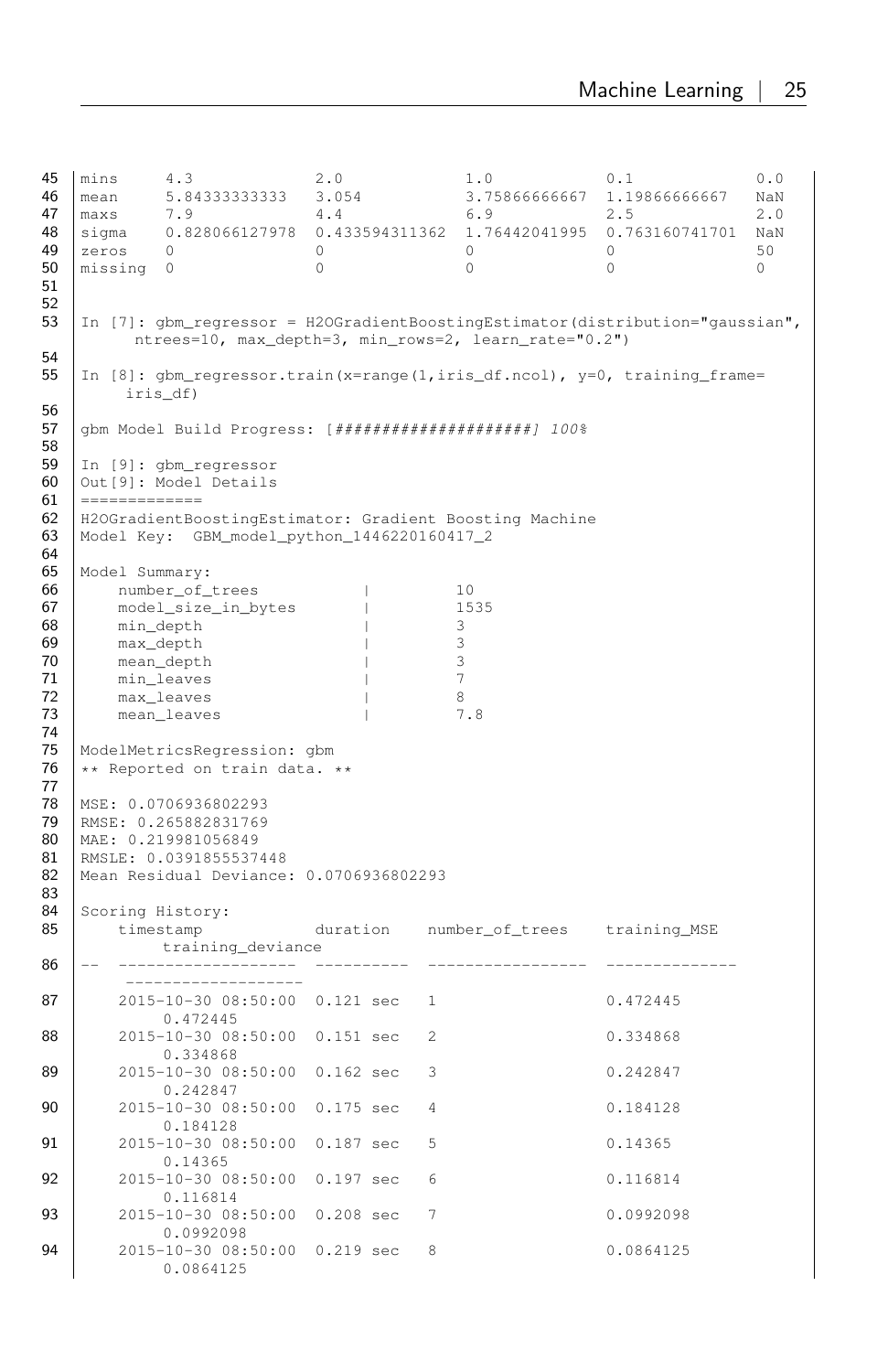```
mins     4.3             2.0             1.0             0.1             0.0
mean     5.84333333333   3.054           3.75866666667   1.19866666667   NaN
maxs     7.9             4.4             6.9             2.5             2.0
sigma    0.828066127978  0.433594311362  1.76442041995   0.763160741701  NaN
zeros    0               0               0               0               50
missing  0               0               0               0               0


In [7]: gbm_regressor = H2OGradientBoostingEstimator(distribution="gaussian",
     ntrees=10, max_depth=3, min_rows=2, learn_rate="0.2")

In [8]: gbm_regressor.train(x=range(1,iris_df.ncol), y=0, training_frame=
     iris_df)

gbm Model Build Progress: [####################] 100%

In [9]: gbm_regressor
Out[9]: Model Details
=============
H2OGradientBoostingEstimator: Gradient Boosting Machine
Model Key:  GBM_model_python_1446220160417_2

Model Summary:
    number_of_trees           |         10
    model_size_in_bytes       |         1535
    min_depth                 |         3
    max_depth                 |         3
    mean_depth                |         3
    min_leaves                |         7
    max_leaves                |         8
    mean_leaves               |         7.8

ModelMetricsRegression: gbm
** Reported on train data. **

MSE: 0.0706936802293
RMSE: 0.265882831769
MAE: 0.219981056849
RMSLE: 0.0391855537448
Mean Residual Deviance: 0.0706936802293

Scoring History:
    timestamp            duration    number_of_trees    training_MSE
        training_deviance
--  -------------------  ----------  -----------------  --------------
     -------------------
    2015-10-30 08:50:00  0.121 sec   1                  0.472445
        0.472445
    2015-10-30 08:50:00  0.151 sec   2                  0.334868
        0.334868
    2015-10-30 08:50:00  0.162 sec   3                  0.242847
        0.242847
    2015-10-30 08:50:00  0.175 sec   4                  0.184128
        0.184128
    2015-10-30 08:50:00  0.187 sec   5                  0.14365
        0.14365
    2015-10-30 08:50:00  0.197 sec   6                  0.116814
        0.116814
    2015-10-30 08:50:00  0.208 sec   7                  0.0992098
        0.0992098
    2015-10-30 08:50:00  0.219 sec   8                  0.0864125
        0.0864125
```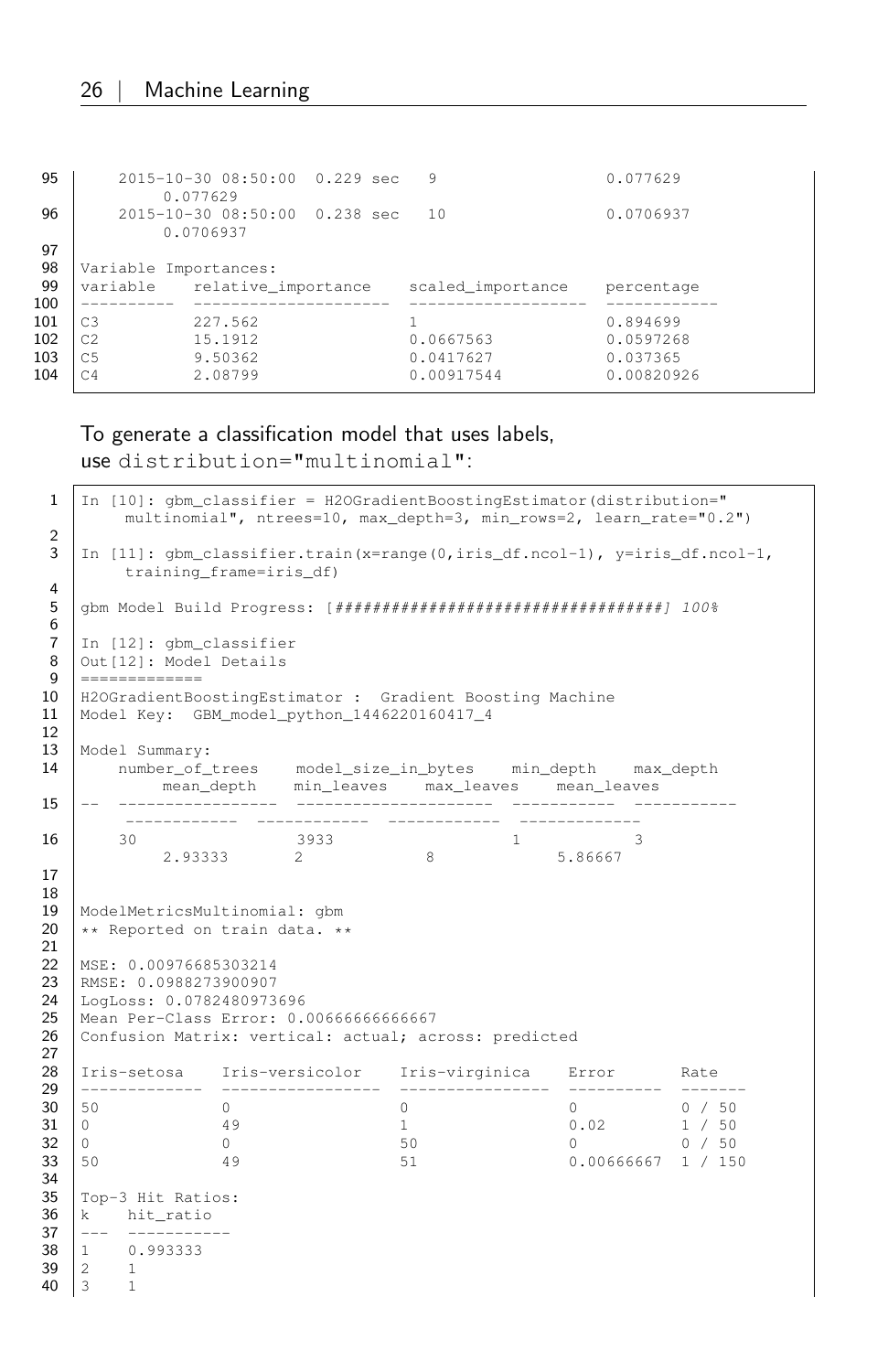```
    2015-10-30 08:50:00  0.229 sec   9                  0.077629
         0.077629
    2015-10-30 08:50:00  0.238 sec   10                 0.0706937
         0.0706937

Variable Importances:
variable    relative_importance    scaled_importance    percentage
----------  ---------------------  -------------------  ------------
C3          227.562                1                    0.894699
C2          15.1912                0.0667563            0.0597268
C5          9.50362                0.0417627            0.037365
C4          2.08799                0.00917544           0.00820926
```

To generate a classification model that uses labels, use `distribution="multinomial"`:

```
In [10]: gbm_classifier = H2OGradientBoostingEstimator(distribution="
     multinomial", ntrees=10, max_depth=3, min_rows=2, learn_rate="0.2")

In [11]: gbm_classifier.train(x=range(0,iris_df.ncol-1), y=iris_df.ncol-1,
     training_frame=iris_df)

gbm Model Build Progress: [##################################] 100%

In [12]: gbm_classifier
Out[12]: Model Details
=============
H2OGradientBoostingEstimator :  Gradient Boosting Machine
Model Key:  GBM_model_python_1446220160417_4

Model Summary:
    number_of_trees    model_size_in_bytes    min_depth    max_depth
         mean_depth    min_leaves    max_leaves    mean_leaves
--  -----------------  ---------------------  -----------  -----------
     ------------  ------------  ------------  -------------
    30                 3933                   1            3
         2.93333       2             8             5.86667


ModelMetricsMultinomial: gbm
** Reported on train data. **

MSE: 0.00976685303214
RMSE: 0.0988273900907
LogLoss: 0.0782480973696
Mean Per-Class Error: 0.00666666666667
Confusion Matrix: vertical: actual; across: predicted

Iris-setosa    Iris-versicolor    Iris-virginica    Error       Rate
-------------  -----------------  ----------------  ----------  -------
50             0                  0                 0           0 / 50
0              49                 1                 0.02        1 / 50
0              0                  50                0           0 / 50
50             49                 51                0.00666667  1 / 150

Top-3 Hit Ratios:
k    hit_ratio
---  -----------
1    0.993333
2    1
3    1
```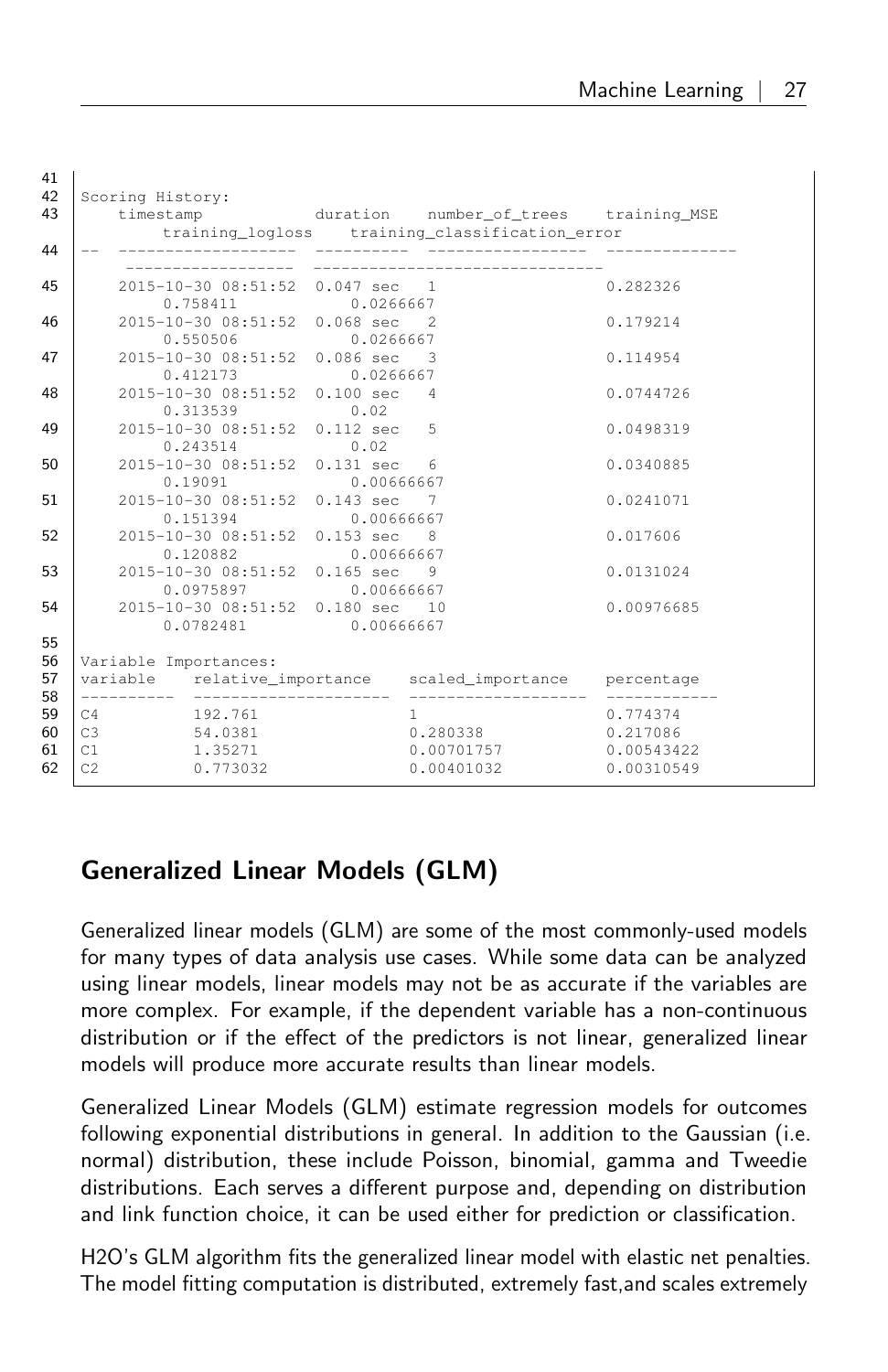```
Scoring History:
    timestamp            duration    number_of_trees    training_MSE
        training_logloss    training_classification_error
--  -------------------  ----------  -----------------  --------------
     ------------------  ------------------------------
    2015-10-30 08:51:52  0.047 sec   1                  0.282326
        0.758411            0.0266667
    2015-10-30 08:51:52  0.068 sec   2                  0.179214
        0.550506            0.0266667
    2015-10-30 08:51:52  0.086 sec   3                  0.114954
        0.412173            0.0266667
    2015-10-30 08:51:52  0.100 sec   4                  0.0744726
        0.313539            0.02
    2015-10-30 08:51:52  0.112 sec   5                  0.0498319
        0.243514            0.02
    2015-10-30 08:51:52  0.131 sec   6                  0.0340885
        0.19091             0.00666667
    2015-10-30 08:51:52  0.143 sec   7                  0.0241071
        0.151394            0.00666667
    2015-10-30 08:51:52  0.153 sec   8                  0.017606
        0.120882            0.00666667
    2015-10-30 08:51:52  0.165 sec   9                  0.0131024
        0.0975897           0.00666667
    2015-10-30 08:51:52  0.180 sec   10                 0.00976685
        0.0782481           0.00666667

Variable Importances:
variable    relative_importance    scaled_importance    percentage
----------  ---------------------  -------------------  ------------
C4          192.761                1                    0.774374
C3          54.0381                0.280338             0.217086
C1          1.35271                0.00701757           0.00543422
C2          0.773032               0.00401032           0.00310549
```

## Generalized Linear Models (GLM)

Generalized linear models (GLM) are some of the most commonly-used models for many types of data analysis use cases. While some data can be analyzed using linear models, linear models may not be as accurate if the variables are more complex. For example, if the dependent variable has a non-continuous distribution or if the effect of the predictors is not linear, generalized linear models will produce more accurate results than linear models.

Generalized Linear Models (GLM) estimate regression models for outcomes following exponential distributions in general. In addition to the Gaussian (i.e. normal) distribution, these include Poisson, binomial, gamma and Tweedie distributions. Each serves a different purpose and, depending on distribution and link function choice, it can be used either for prediction or classification.

H2O's GLM algorithm fits the generalized linear model with elastic net penalties. The model fitting computation is distributed, extremely fast,and scales extremely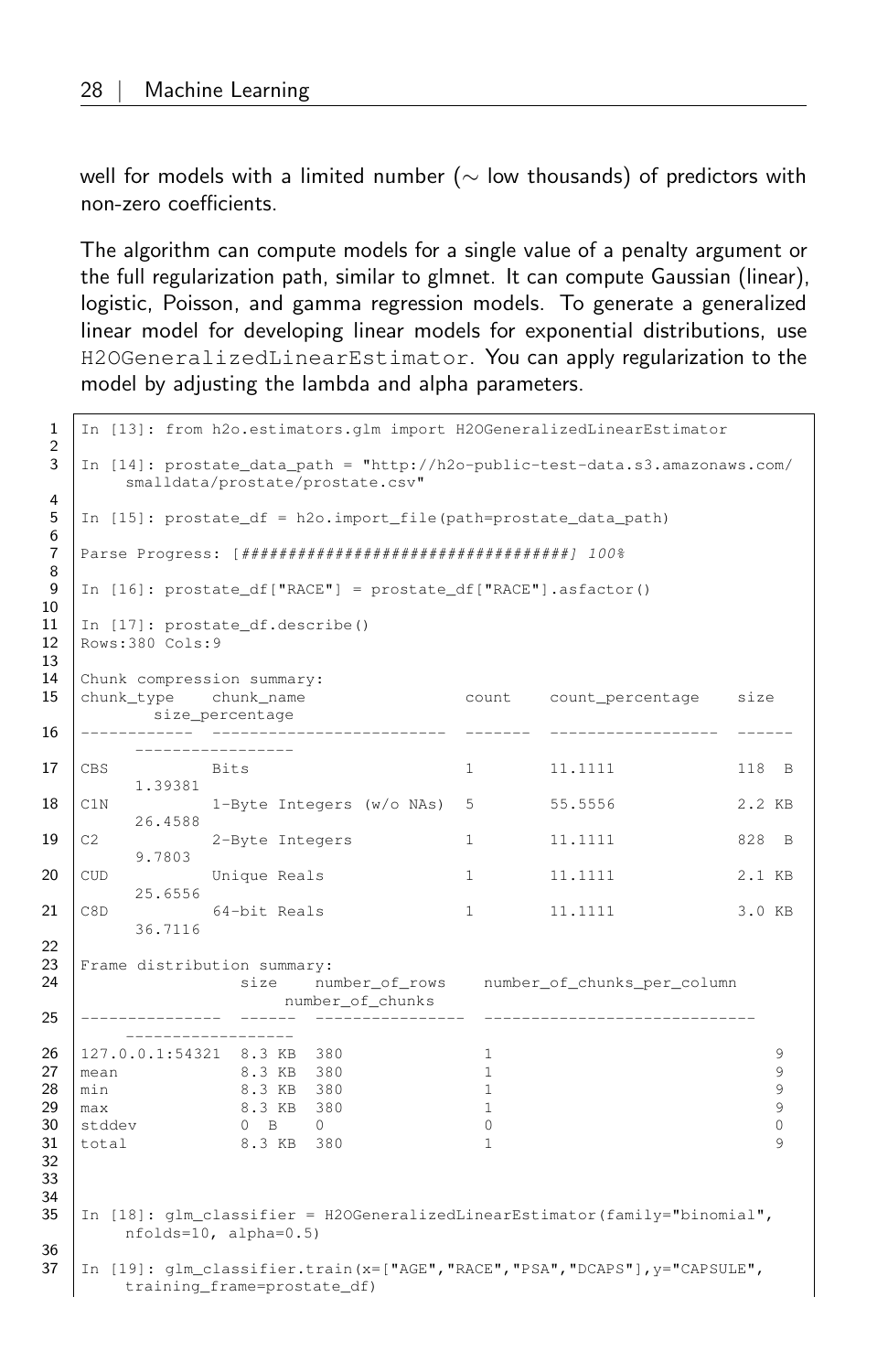well for models with a limited number (∼ low thousands) of predictors with non-zero coefficients.

The algorithm can compute models for a single value of a penalty argument or the full regularization path, similar to glmnet. It can compute Gaussian (linear), logistic, Poisson, and gamma regression models. To generate a generalized linear model for developing linear models for exponential distributions, use `H2OGeneralizedLinearEstimator`. You can apply regularization to the model by adjusting the lambda and alpha parameters.

```
In [13]: from h2o.estimators.glm import H2OGeneralizedLinearEstimator

In [14]: prostate_data_path = "http://h2o-public-test-data.s3.amazonaws.com/
     smalldata/prostate/prostate.csv"

In [15]: prostate_df = h2o.import_file(path=prostate_data_path)

Parse Progress: [##################################] 100%

In [16]: prostate_df["RACE"] = prostate_df["RACE"].asfactor()

In [17]: prostate_df.describe()
Rows:380 Cols:9

Chunk compression summary:
chunk_type    chunk_name                 count    count_percentage    size
        size_percentage
------------  ------------------------  -------  ------------------  ------
      -----------------
CBS           Bits                       1        11.1111             118  B
      1.39381
C1N           1-Byte Integers (w/o NAs)  5        55.5556             2.2 KB
      26.4588
C2            2-Byte Integers            1        11.1111             828  B
      9.7803
CUD           Unique Reals               1        11.1111             2.1 KB
      25.6556
C8D           64-bit Reals               1        11.1111             3.0 KB
      36.7116

Frame distribution summary:
                 size    number_of_rows    number_of_chunks_per_column
             number_of_chunks
---------------  ------  ----------------  ----------------------------
      -----------------
127.0.0.1:54321  8.3 KB  380               1                             9
mean             8.3 KB  380               1                             9
min              8.3 KB  380               1                             9
max              8.3 KB  380               1                             9
stddev           0  B    0                 0                             0
total            8.3 KB  380               1                             9



In [18]: glm_classifier = H2OGeneralizedLinearEstimator(family="binomial",
     nfolds=10, alpha=0.5)

In [19]: glm_classifier.train(x=["AGE","RACE","PSA","DCAPS"],y="CAPSULE",
     training_frame=prostate_df)
```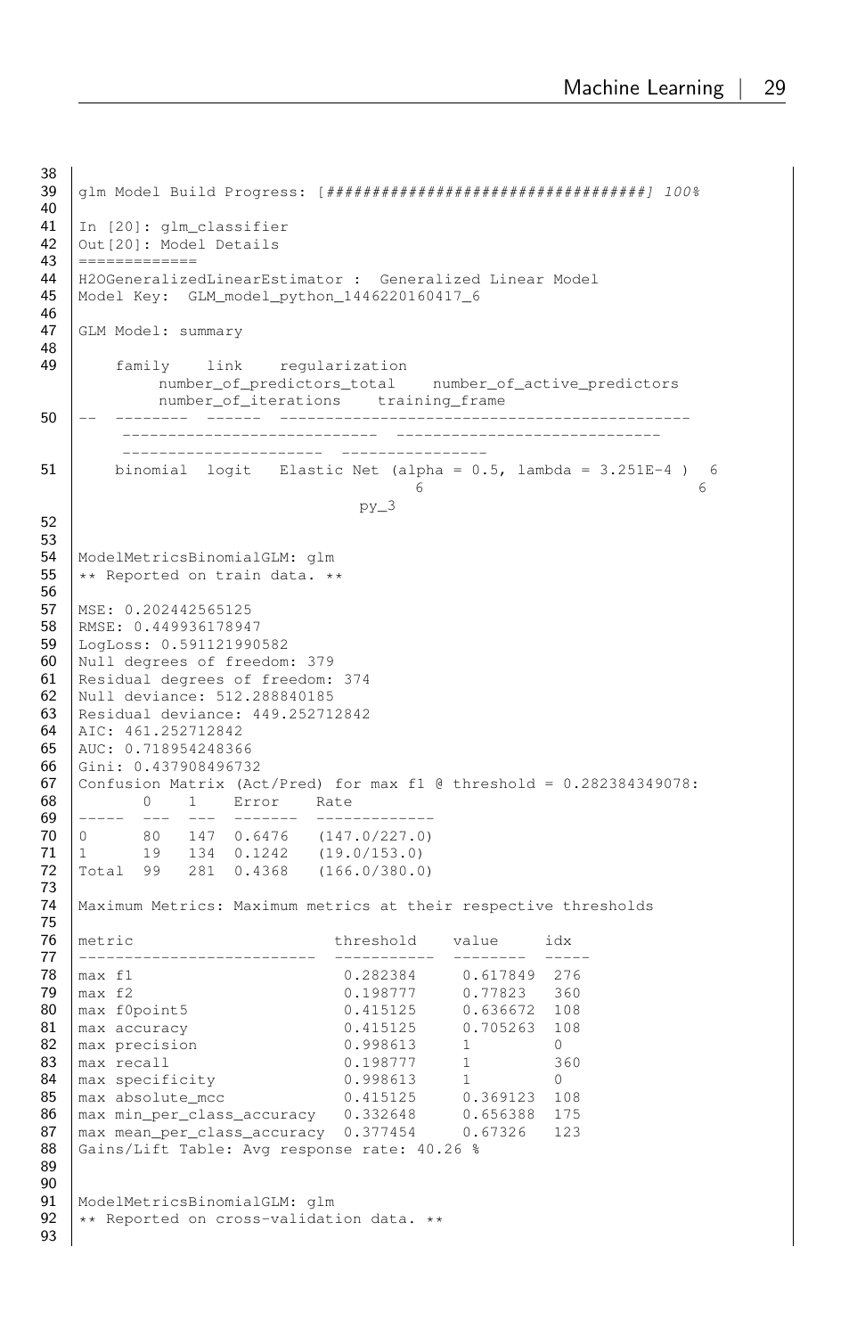```
38
39  glm Model Build Progress: [##################################] 100%
40
41  In [20]: glm_classifier
42  Out[20]: Model Details
43  =============
44  H2OGeneralizedLinearEstimator :  Generalized Linear Model
45  Model Key:  GLM_model_python_1446220160417_6
46
47  GLM Model: summary
48
49      family    link    regularization
            number_of_predictors_total    number_of_active_predictors
            number_of_iterations    training_frame
50  --  --------  ------  -------------------------------------------
        ---------------------------  ----------------------------
        ----------------------  ----------------
51      binomial  logit   Elastic Net (alpha = 0.5, lambda = 3.251E-4 )  6
                                             6                              6
                                py_3
52
53
54  ModelMetricsBinomialGLM: glm
55  ** Reported on train data. **
56
57  MSE: 0.202442565125
58  RMSE: 0.449936178947
59  LogLoss: 0.591121990582
60  Null degrees of freedom: 379
61  Residual degrees of freedom: 374
62  Null deviance: 512.288840185
63  Residual deviance: 449.252712842
64  AIC: 461.252712842
65  AUC: 0.718954248366
66  Gini: 0.437908496732
67  Confusion Matrix (Act/Pred) for max f1 @ threshold = 0.282384349078:
68         0    1    Error    Rate
69  -----  ---  ---  -------  -------------
70  0      80   147  0.6476   (147.0/227.0)
71  1      19   134  0.1242   (19.0/153.0)
72  Total  99   281  0.4368   (166.0/380.0)
73
74  Maximum Metrics: Maximum metrics at their respective thresholds
75
76  metric                        threshold    value     idx
77  --------------------------  -----------  --------  -----
78  max f1                        0.282384     0.617849  276
79  max f2                        0.198777     0.77823   360
80  max f0point5                  0.415125     0.636672  108
81  max accuracy                  0.415125     0.705263  108
82  max precision                 0.998613     1         0
83  max recall                    0.198777     1         360
84  max specificity               0.998613     1         0
85  max absolute_mcc              0.415125     0.369123  108
86  max min_per_class_accuracy    0.332648     0.656388  175
87  max mean_per_class_accuracy   0.377454     0.67326   123
88  Gains/Lift Table: Avg response rate: 40.26 %
89
90
91  ModelMetricsBinomialGLM: glm
92  ** Reported on cross-validation data. **
93
```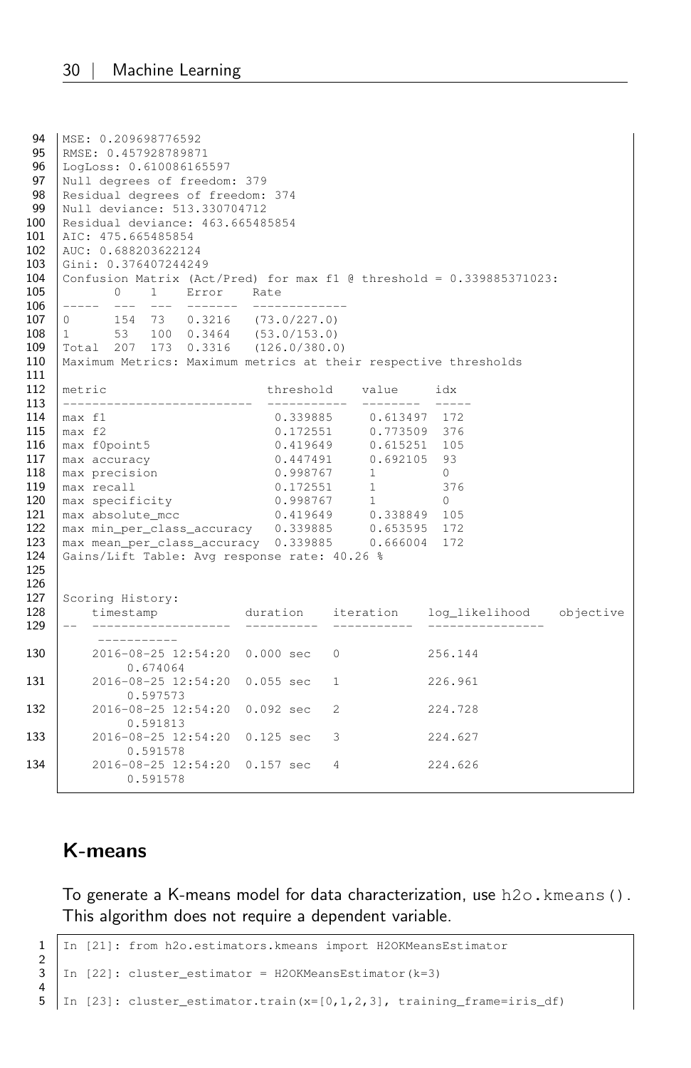```
MSE: 0.209698776592
RMSE: 0.457928789871
LogLoss: 0.610086165597
Null degrees of freedom: 379
Residual degrees of freedom: 374
Null deviance: 513.330704712
Residual deviance: 463.665485854
AIC: 475.665485854
AUC: 0.688203622124
Gini: 0.376407244249
Confusion Matrix (Act/Pred) for max f1 @ threshold = 0.339885371023:
       0    1    Error    Rate
-----  ---  ---  -------  -------------
0      154  73   0.3216   (73.0/227.0)
1      53   100  0.3464   (53.0/153.0)
Total  207  173  0.3316   (126.0/380.0)
Maximum Metrics: Maximum metrics at their respective thresholds

metric                      threshold    value     idx
--------------------------  -----------  --------  -----
max f1                       0.339885     0.613497  172
max f2                       0.172551     0.773509  376
max f0point5                 0.419649     0.615251  105
max accuracy                 0.447491     0.692105  93
max precision                0.998767     1         0
max recall                   0.172551     1         376
max specificity              0.998767     1         0
max absolute_mcc             0.419649     0.338849  105
max min_per_class_accuracy   0.339885     0.653595  172
max mean_per_class_accuracy  0.339885     0.666004  172
Gains/Lift Table: Avg response rate: 40.26 %


Scoring History:
    timestamp            duration    iteration    log_likelihood    objective
--  -------------------  ----------  -----------  ----------------  -----------
    2016-08-25 12:54:20  0.000 sec   0            256.144           0.674064
    2016-08-25 12:54:20  0.055 sec   1            226.961           0.597573
    2016-08-25 12:54:20  0.092 sec   2            224.728           0.591813
    2016-08-25 12:54:20  0.125 sec   3            224.627           0.591578
    2016-08-25 12:54:20  0.157 sec   4            224.626           0.591578
```

## K-means

To generate a K-means model for data characterization, use `h2o.kmeans()`. This algorithm does not require a dependent variable.

```
In [21]: from h2o.estimators.kmeans import H2OKMeansEstimator

In [22]: cluster_estimator = H2OKMeansEstimator(k=3)

In [23]: cluster_estimator.train(x=[0,1,2,3], training_frame=iris_df)
```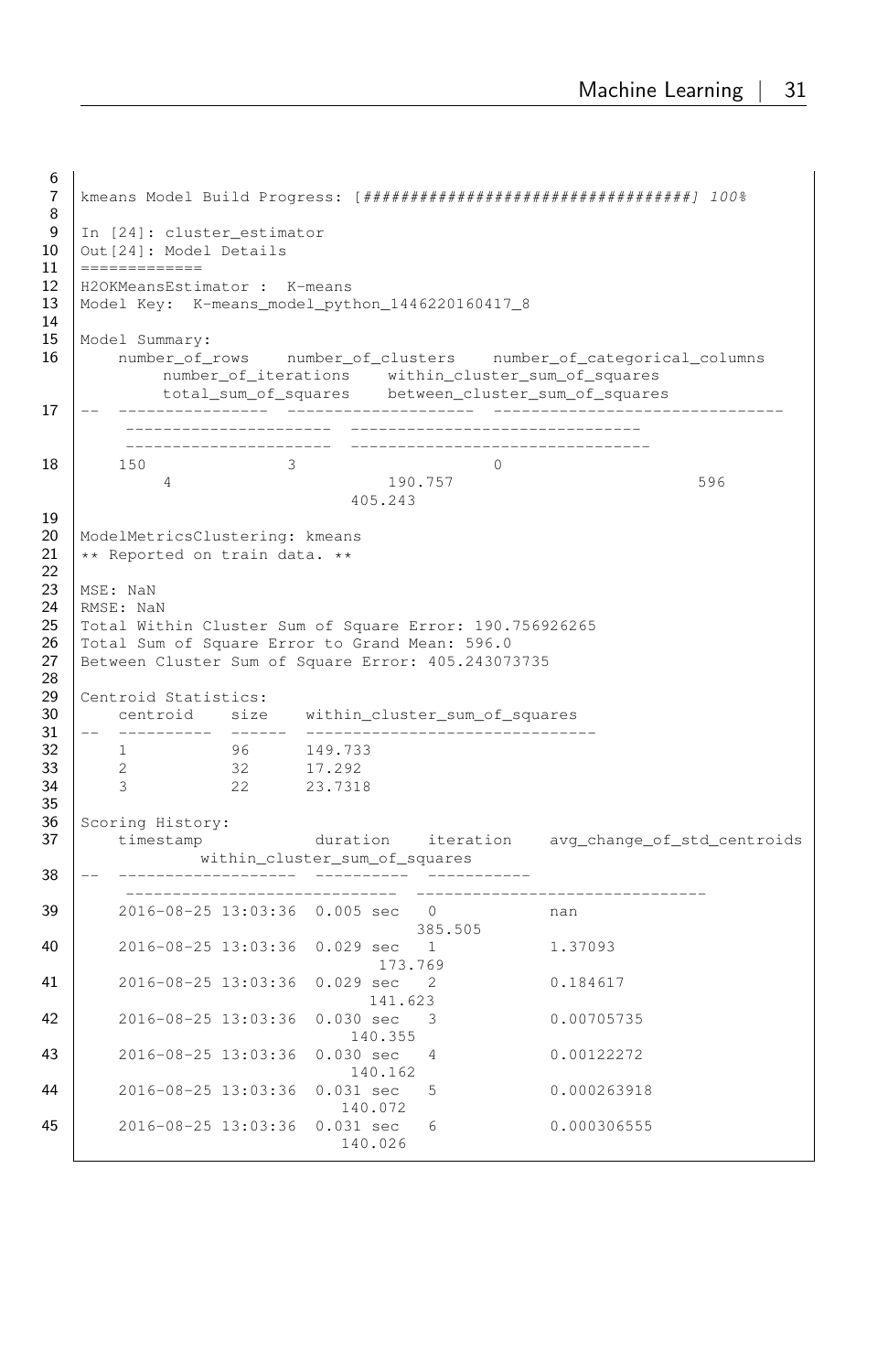```
kmeans Model Build Progress: [##################################] 100%

In [24]: cluster_estimator
Out[24]: Model Details
=============
H2OKMeansEstimator :  K-means
Model Key:  K-means_model_python_1446220160417_8

Model Summary:
    number_of_rows    number_of_clusters    number_of_categorical_columns
         number_of_iterations    within_cluster_sum_of_squares
         total_sum_of_squares    between_cluster_sum_of_squares
--  ----------------  --------------------  -------------------------------
     ----------------------  -------------------------------
     ----------------------  --------------------------------
    150               3                     0
         4                       190.757                          596
                         405.243

ModelMetricsClustering: kmeans
** Reported on train data. **

MSE: NaN
RMSE: NaN
Total Within Cluster Sum of Square Error: 190.756926265
Total Sum of Square Error to Grand Mean: 596.0
Between Cluster Sum of Square Error: 405.243073735

Centroid Statistics:
    centroid    size    within_cluster_sum_of_squares
--  ----------  ------  -------------------------------
    1           96      149.733
    2           32      17.292
    3           22      23.7318

Scoring History:
    timestamp            duration    iteration    avg_change_of_std_centroids
         within_cluster_sum_of_squares
--  -------------------  ----------  -----------
     -----------------------------  -------------------------------
    2016-08-25 13:03:36  0.005 sec   0            nan
                                   385.505
    2016-08-25 13:03:36  0.029 sec   1            1.37093
                                173.769
    2016-08-25 13:03:36  0.029 sec   2            0.184617
                               141.623
    2016-08-25 13:03:36  0.030 sec   3            0.00705735
                             140.355
    2016-08-25 13:03:36  0.030 sec   4            0.00122272
                             140.162
    2016-08-25 13:03:36  0.031 sec   5            0.000263918
                            140.072
    2016-08-25 13:03:36  0.031 sec   6            0.000306555
                            140.026
```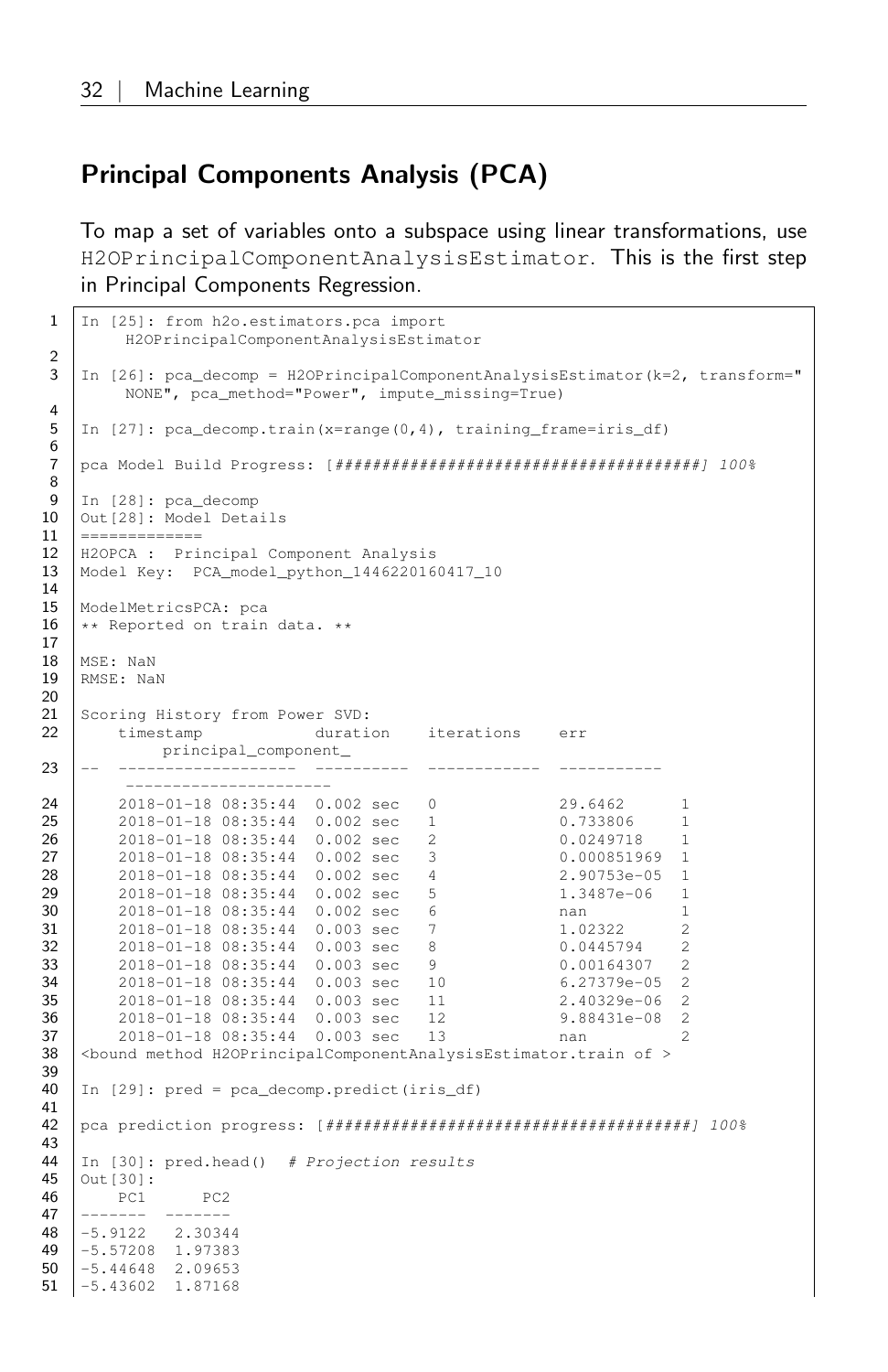## Principal Components Analysis (PCA)

To map a set of variables onto a subspace using linear transformations, use H2OPrincipalComponentAnalysisEstimator. This is the first step in Principal Components Regression.

```
In [25]: from h2o.estimators.pca import
     H2OPrincipalComponentAnalysisEstimator

In [26]: pca_decomp = H2OPrincipalComponentAnalysisEstimator(k=2, transform="
     NONE", pca_method="Power", impute_missing=True)

In [27]: pca_decomp.train(x=range(0,4), training_frame=iris_df)

pca Model Build Progress: [#####################################] 100%

In [28]: pca_decomp
Out[28]: Model Details
=============
H2OPCA :  Principal Component Analysis
Model Key:  PCA_model_python_1446220160417_10

ModelMetricsPCA: pca
** Reported on train data. **

MSE: NaN
RMSE: NaN

Scoring History from Power SVD:
    timestamp            duration    iterations    err
        principal_component_
--  -------------------  ----------  ------------  -----------
     ----------------------
    2018-01-18 08:35:44  0.002 sec   0             29.6462      1
    2018-01-18 08:35:44  0.002 sec   1             0.733806     1
    2018-01-18 08:35:44  0.002 sec   2             0.0249718    1
    2018-01-18 08:35:44  0.002 sec   3             0.000851969  1
    2018-01-18 08:35:44  0.002 sec   4             2.90753e-05  1
    2018-01-18 08:35:44  0.002 sec   5             1.3487e-06   1
    2018-01-18 08:35:44  0.002 sec   6             nan          1
    2018-01-18 08:35:44  0.003 sec   7             1.02322      2
    2018-01-18 08:35:44  0.003 sec   8             0.0445794    2
    2018-01-18 08:35:44  0.003 sec   9             0.00164307   2
    2018-01-18 08:35:44  0.003 sec   10            6.27379e-05  2
    2018-01-18 08:35:44  0.003 sec   11            2.40329e-06  2
    2018-01-18 08:35:44  0.003 sec   12            9.88431e-08  2
    2018-01-18 08:35:44  0.003 sec   13            nan          2
<bound method H2OPrincipalComponentAnalysisEstimator.train of >

In [29]: pred = pca_decomp.predict(iris_df)

pca prediction progress: [#####################################] 100%

In [30]: pred.head()  # Projection results
Out[30]:
    PC1      PC2
-------  -------
-5.9122   2.30344
-5.57208  1.97383
-5.44648  2.09653
-5.43602  1.87168
```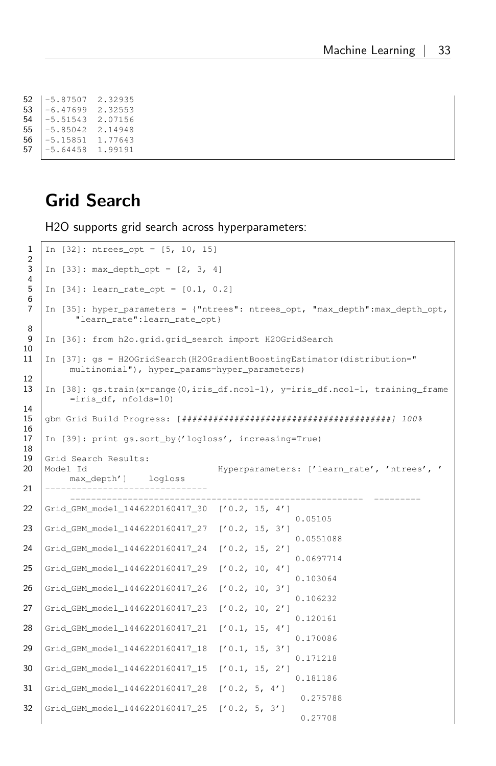```
-5.87507  2.32935
-6.47699  2.32553
-5.51543  2.07156
-5.85042  2.14948
-5.15851  1.77643
-5.64458  1.99191
```

## Grid Search

H2O supports grid search across hyperparameters:

```
In [32]: ntrees_opt = [5, 10, 15]

In [33]: max_depth_opt = [2, 3, 4]

In [34]: learn_rate_opt = [0.1, 0.2]

In [35]: hyper_parameters = {"ntrees": ntrees_opt, "max_depth":max_depth_opt,
      "learn_rate":learn_rate_opt}

In [36]: from h2o.grid.grid_search import H2OGridSearch

In [37]: gs = H2OGridSearch(H2OGradientBoostingEstimator(distribution="
     multinomial"), hyper_params=hyper_parameters)

In [38]: gs.train(x=range(0,iris_df.ncol-1), y=iris_df.ncol-1, training_frame
     =iris_df, nfolds=10)

gbm Grid Build Progress: [########################################] 100%

In [39]: print gs.sort_by('logloss', increasing=True)

Grid Search Results:
Model Id                          Hyperparameters: ['learn_rate', 'ntrees', '
     max_depth']    logloss
------------------------------
     -------------------------------------------------------  ---------
Grid_GBM_model_1446220160417_30  ['0.2, 15, 4']
                                                   0.05105
Grid_GBM_model_1446220160417_27  ['0.2, 15, 3']
                                                   0.0551088
Grid_GBM_model_1446220160417_24  ['0.2, 15, 2']
                                                   0.0697714
Grid_GBM_model_1446220160417_29  ['0.2, 10, 4']
                                                   0.103064
Grid_GBM_model_1446220160417_26  ['0.2, 10, 3']
                                                   0.106232
Grid_GBM_model_1446220160417_23  ['0.2, 10, 2']
                                                   0.120161
Grid_GBM_model_1446220160417_21  ['0.1, 15, 4']
                                                   0.170086
Grid_GBM_model_1446220160417_18  ['0.1, 15, 3']
                                                   0.171218
Grid_GBM_model_1446220160417_15  ['0.1, 15, 2']
                                                   0.181186
Grid_GBM_model_1446220160417_28  ['0.2, 5, 4']
                                                    0.275788
Grid_GBM_model_1446220160417_25  ['0.2, 5, 3']
                                                    0.27708
```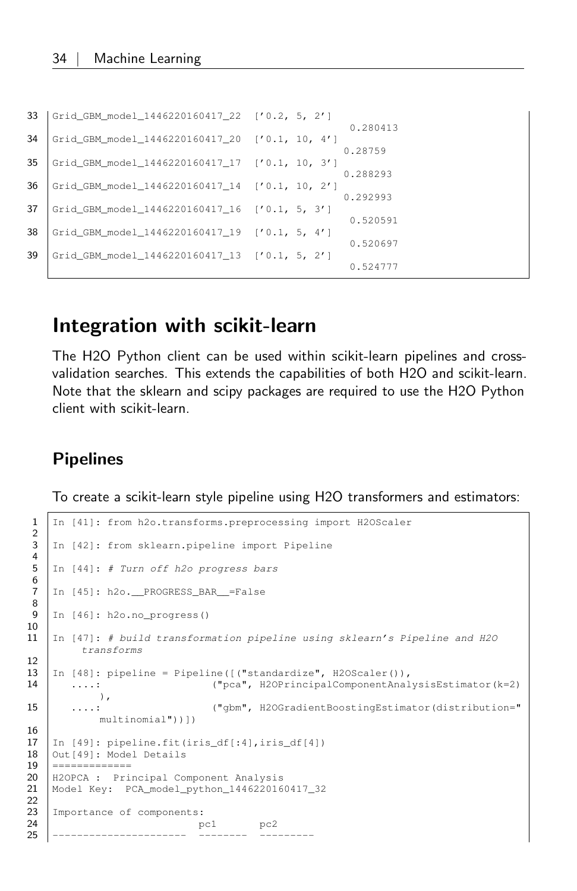```
Grid_GBM_model_1446220160417_22  ['0.2, 5, 2']
                                                   0.280413
Grid_GBM_model_1446220160417_20  ['0.1, 10, 4']
                                                  0.28759
Grid_GBM_model_1446220160417_17  ['0.1, 10, 3']
                                                  0.288293
Grid_GBM_model_1446220160417_14  ['0.1, 10, 2']
                                                  0.292993
Grid_GBM_model_1446220160417_16  ['0.1, 5, 3']
                                                   0.520591
Grid_GBM_model_1446220160417_19  ['0.1, 5, 4']
                                                   0.520697
Grid_GBM_model_1446220160417_13  ['0.1, 5, 2']
                                                   0.524777
```

# Integration with scikit-learn

The H2O Python client can be used within scikit-learn pipelines and cross-validation searches. This extends the capabilities of both H2O and scikit-learn. Note that the sklearn and scipy packages are required to use the H2O Python client with scikit-learn.

## Pipelines

To create a scikit-learn style pipeline using H2O transformers and estimators:

```
In [41]: from h2o.transforms.preprocessing import H2OScaler

In [42]: from sklearn.pipeline import Pipeline

In [44]: # Turn off h2o progress bars

In [45]: h2o.__PROGRESS_BAR__=False

In [46]: h2o.no_progress()

In [47]: # build transformation pipeline using sklearn's Pipeline and H2O
     transforms

In [48]: pipeline = Pipeline([("standardize", H2OScaler()),
   ....:                      ("pca", H2OPrincipalComponentAnalysisEstimator(k=2)
       ),
   ....:                      ("gbm", H2OGradientBoostingEstimator(distribution="
       multinomial"))])

In [49]: pipeline.fit(iris_df[:4],iris_df[4])
Out[49]: Model Details
=============
H2OPCA :  Principal Component Analysis
Model Key:  PCA_model_python_1446220160417_32

Importance of components:
                        pc1       pc2
----------------------  --------  ---------
```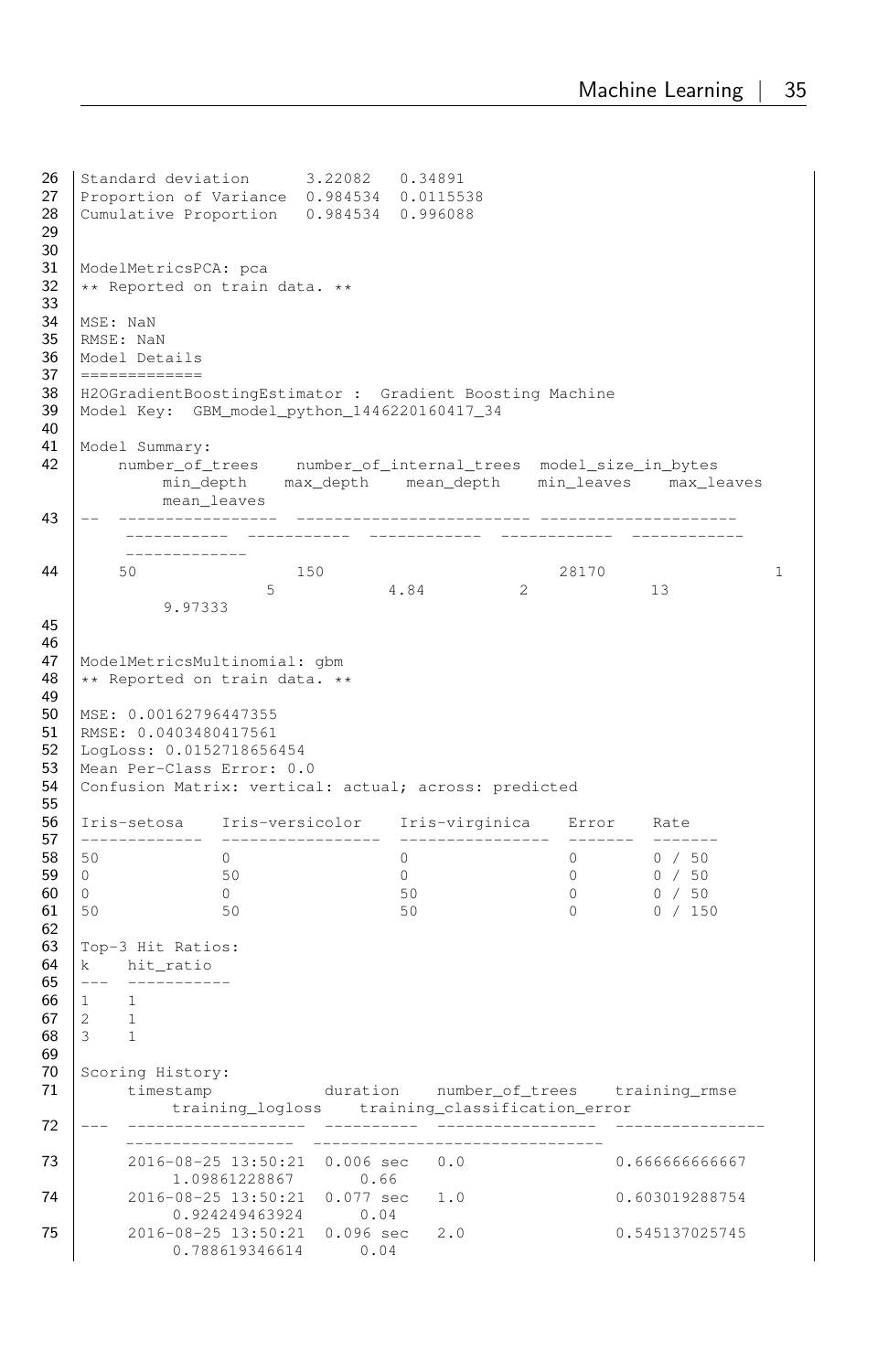```
Standard deviation      3.22082   0.34891
Proportion of Variance  0.984534  0.0115538
Cumulative Proportion   0.984534  0.996088


ModelMetricsPCA: pca
** Reported on train data. **

MSE: NaN
RMSE: NaN
Model Details
=============
H2OGradientBoostingEstimator :  Gradient Boosting Machine
Model Key:  GBM_model_python_1446220160417_34

Model Summary:
    number_of_trees    number_of_internal_trees  model_size_in_bytes
         min_depth    max_depth    mean_depth    min_leaves    max_leaves
         mean_leaves
--  -----------------  ------------------------  ---------------------
     -----------  -----------  ------------  ------------  ------------
     -------------
    50                 150                        28170                 1
                5            4.84          2             13
         9.97333


ModelMetricsMultinomial: gbm
** Reported on train data. **

MSE: 0.00162796447355
RMSE: 0.0403480417561
LogLoss: 0.0152718656454
Mean Per-Class Error: 0.0
Confusion Matrix: vertical: actual; across: predicted

Iris-setosa    Iris-versicolor    Iris-virginica    Error    Rate
-------------  -----------------  ----------------  -------  -------
50             0                  0                 0        0 / 50
0              50                 0                 0        0 / 50
0              0                  50                0        0 / 50
50             50                 50                0        0 / 150

Top-3 Hit Ratios:
k    hit_ratio
---  -----------
1    1
2    1
3    1

Scoring History:
     timestamp            duration    number_of_trees    training_rmse
         training_logloss    training_classification_error
---  -------------------  ----------  -----------------  ----------------
     ------------------  -------------------------------
     2016-08-25 13:50:21  0.006 sec   0.0                0.666666666667
         1.09861228867       0.66
     2016-08-25 13:50:21  0.077 sec   1.0                0.603019288754
         0.924249463924      0.04
     2016-08-25 13:50:21  0.096 sec   2.0                0.545137025745
         0.788619346614      0.04
```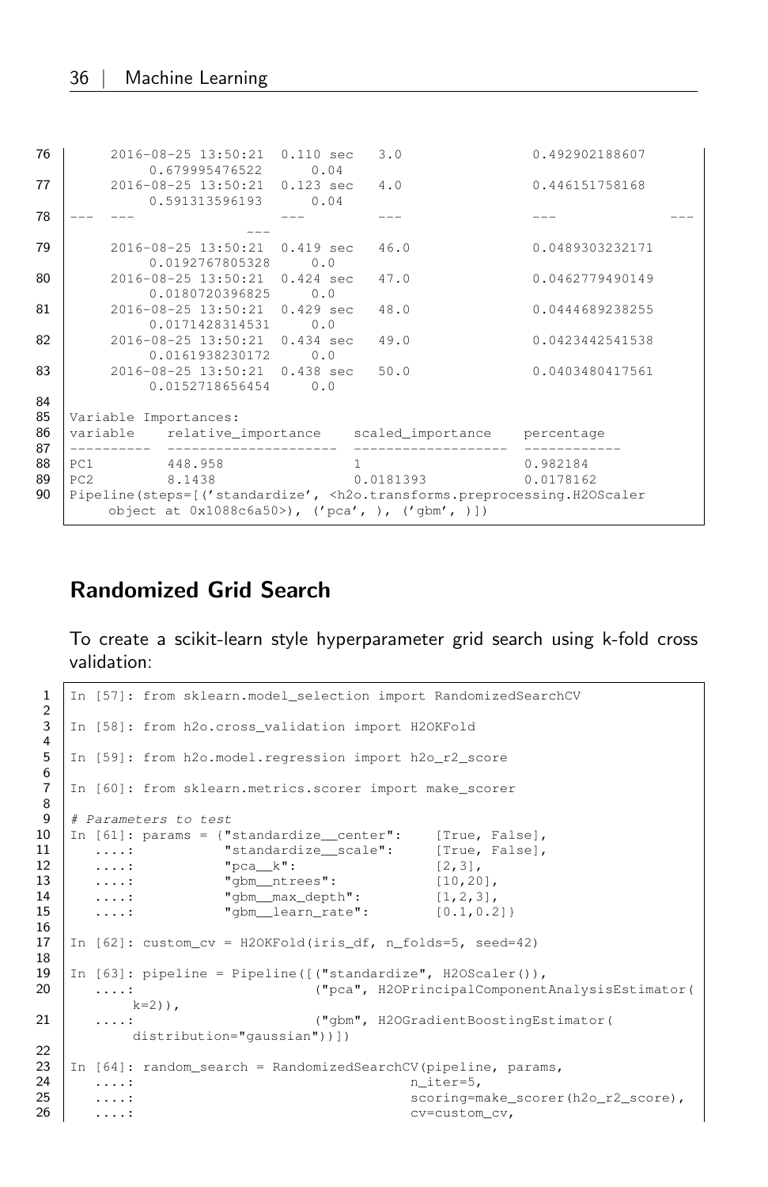```
     2016-08-25 13:50:21  0.110 sec   3.0               0.492902188607
          0.679995476522      0.04
     2016-08-25 13:50:21  0.123 sec   4.0               0.446151758168
          0.591313596193      0.04
---  ---                  ---         ---               ---               ---
                     ---
     2016-08-25 13:50:21  0.419 sec   46.0              0.0489303232171
          0.0192767805328     0.0
     2016-08-25 13:50:21  0.424 sec   47.0              0.0462779490149
          0.0180720396825     0.0
     2016-08-25 13:50:21  0.429 sec   48.0              0.0444689238255
          0.0171428314531     0.0
     2016-08-25 13:50:21  0.434 sec   49.0              0.0423442541538
          0.0161938230172     0.0
     2016-08-25 13:50:21  0.438 sec   50.0              0.0403480417561
          0.0152718656454     0.0

Variable Importances:
variable    relative_importance    scaled_importance    percentage
----------  ---------------------  -------------------  ------------
PC1         448.958                1                    0.982184
PC2         8.1438                 0.0181393            0.0178162
Pipeline(steps=[('standardize', <h2o.transforms.preprocessing.H2OScaler
     object at 0x1088c6a50>), ('pca', ), ('gbm', )])
```

## Randomized Grid Search

To create a scikit-learn style hyperparameter grid search using k-fold cross validation:

```
In [57]: from sklearn.model_selection import RandomizedSearchCV

In [58]: from h2o.cross_validation import H2OKFold

In [59]: from h2o.model.regression import h2o_r2_score

In [60]: from sklearn.metrics.scorer import make_scorer

# Parameters to test
In [61]: params = {"standardize__center":    [True, False],
   ....:           "standardize__scale":     [True, False],
   ....:           "pca__k":                 [2,3],
   ....:           "gbm__ntrees":            [10,20],
   ....:           "gbm__max_depth":         [1,2,3],
   ....:           "gbm__learn_rate":        [0.1,0.2]}

In [62]: custom_cv = H2OKFold(iris_df, n_folds=5, seed=42)

In [63]: pipeline = Pipeline([("standardize", H2OScaler()),
   ....:                      ("pca", H2OPrincipalComponentAnalysisEstimator(
         k=2)),
   ....:                      ("gbm", H2OGradientBoostingEstimator(
         distribution="gaussian"))])

In [64]: random_search = RandomizedSearchCV(pipeline, params,
   ....:                                    n_iter=5,
   ....:                                    scoring=make_scorer(h2o_r2_score),
   ....:                                    cv=custom_cv,
```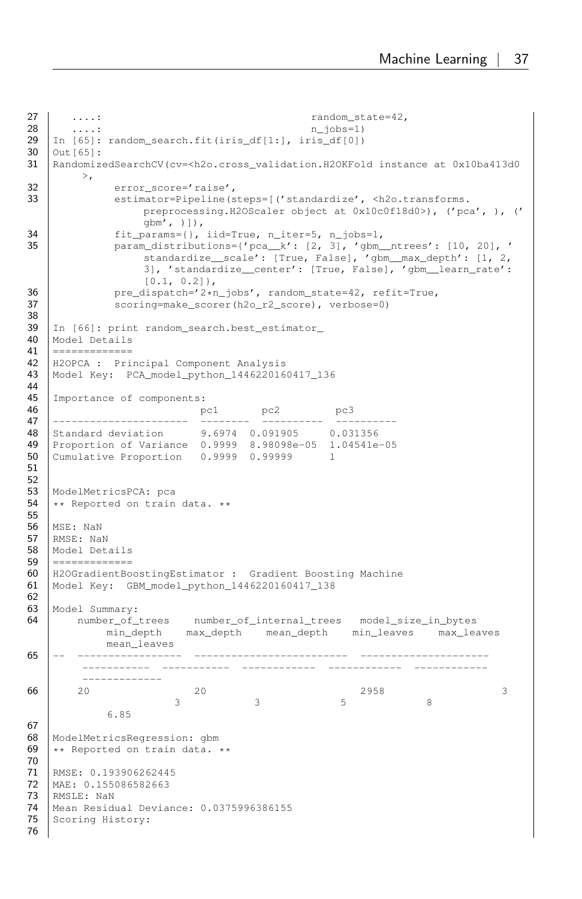```
   ....:                                    random_state=42,
   ....:                                    n_jobs=1)
In [65]: random_search.fit(iris_df[1:], iris_df[0])
Out[65]:
RandomizedSearchCV(cv=<h2o.cross_validation.H2OKFold instance at 0x10ba413d0
    >,
          error_score='raise',
          estimator=Pipeline(steps=[('standardize', <h2o.transforms.
               preprocessing.H2OScaler object at 0x10c0f18d0>), ('pca', ), ('
               gbm', )]),
          fit_params={}, iid=True, n_iter=5, n_jobs=1,
          param_distributions={'pca__k': [2, 3], 'gbm__ntrees': [10, 20], '
               standardize__scale': [True, False], 'gbm__max_depth': [1, 2,
               3], 'standardize__center': [True, False], 'gbm__learn_rate':
               [0.1, 0.2]},
          pre_dispatch='2*n_jobs', random_state=42, refit=True,
          scoring=make_scorer(h2o_r2_score), verbose=0)

In [66]: print random_search.best_estimator_
Model Details
=============
H2OPCA :  Principal Component Analysis
Model Key:  PCA_model_python_1446220160417_136

Importance of components:
                        pc1       pc2         pc3
----------------------  --------  ----------  ----------
Standard deviation      9.6974  0.091905     0.031356
Proportion of Variance  0.9999  8.98098e-05  1.04541e-05
Cumulative Proportion   0.9999  0.99999      1


ModelMetricsPCA: pca
** Reported on train data. **

MSE: NaN
RMSE: NaN
Model Details
=============
H2OGradientBoostingEstimator :  Gradient Boosting Machine
Model Key:  GBM_model_python_1446220160417_138

Model Summary:
     number_of_trees    number_of_internal_trees   model_size_in_bytes
          min_depth    max_depth    mean_depth    min_leaves    max_leaves
          mean_leaves
--  -----------------  -------------------------  ---------------------
     -----------  -----------  ------------  ------------  ------------
     -------------
     20                20                          2958                   3
                3            3             5             8
          6.85

ModelMetricsRegression: gbm
** Reported on train data. **

RMSE: 0.193906262445
MAE: 0.155086582663
RMSLE: NaN
Mean Residual Deviance: 0.0375996386155
Scoring History:

```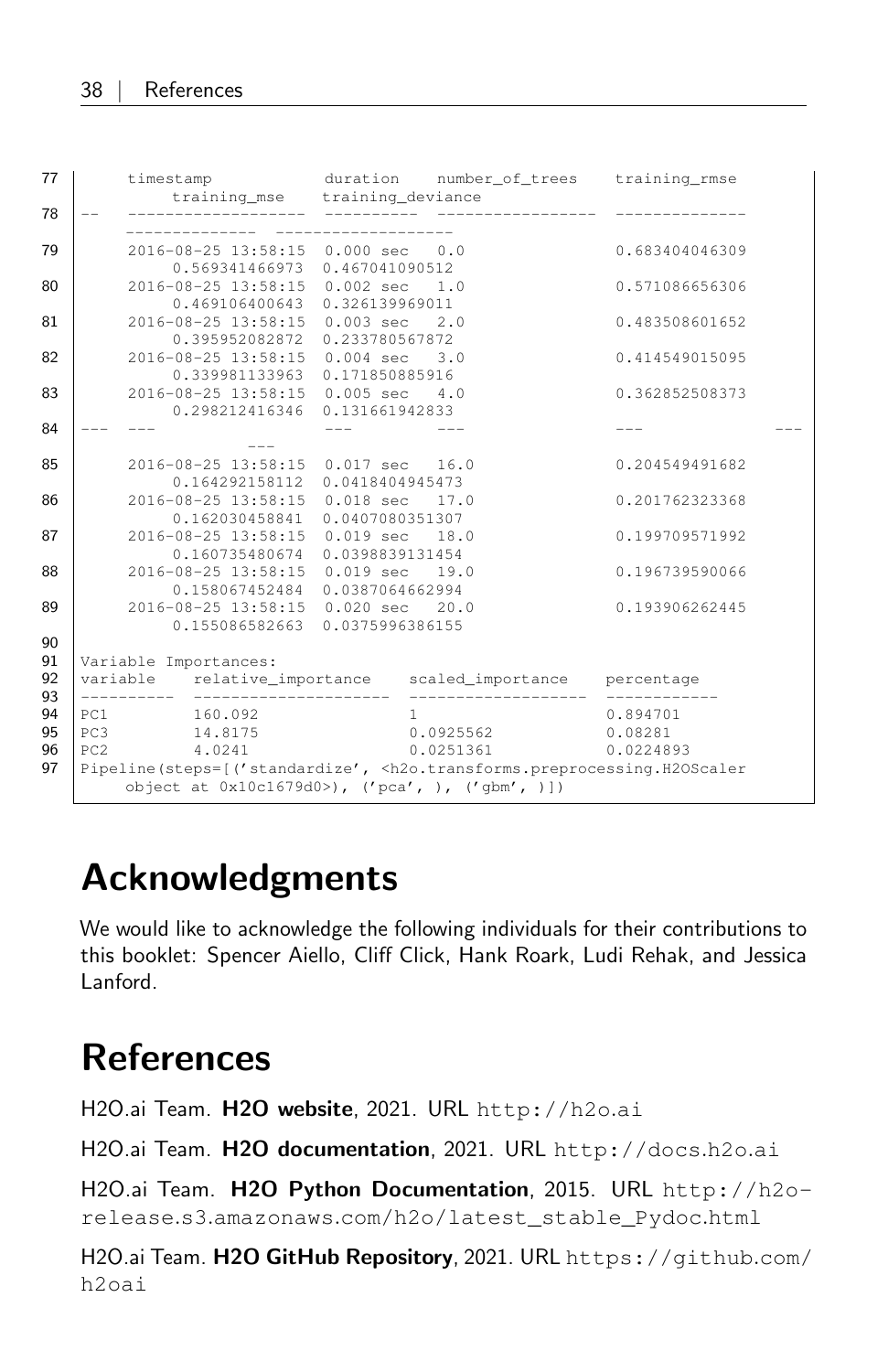```
77       timestamp            duration    number_of_trees    training_rmse
              training_mse    training_deviance
78   --  -------------------  ----------  -----------------  --------------
          --------------  -------------------
79       2016-08-25 13:58:15  0.000 sec   0.0                0.683404046309
              0.569341466973  0.467041090512
80       2016-08-25 13:58:15  0.002 sec   1.0                0.571086656306
              0.469106400643  0.326139969011
81       2016-08-25 13:58:15  0.003 sec   2.0                0.483508601652
              0.395952082872  0.233780567872
82       2016-08-25 13:58:15  0.004 sec   3.0                0.414549015095
              0.339981133963  0.171850885916
83       2016-08-25 13:58:15  0.005 sec   4.0                0.362852508373
              0.298212416346  0.131661942833
84   ---  ---                  ---         ---                ---            ---
                    ---
85       2016-08-25 13:58:15  0.017 sec   16.0               0.204549491682
              0.164292158112  0.0418404945473
86       2016-08-25 13:58:15  0.018 sec   17.0               0.201762323368
              0.162030458841  0.0407080351307
87       2016-08-25 13:58:15  0.019 sec   18.0               0.199709571992
              0.160735480674  0.0398839131454
88       2016-08-25 13:58:15  0.019 sec   19.0               0.196739590066
              0.158067452484  0.0387064662994
89       2016-08-25 13:58:15  0.020 sec   20.0               0.193906262445
              0.155086582663  0.0375996386155
90
91   Variable Importances:
92   variable    relative_importance    scaled_importance    percentage
93   ----------  ---------------------  -------------------  ------------
94   PC1         160.092                1                    0.894701
95   PC3         14.8175                0.0925562            0.08281
96   PC2         4.0241                 0.0251361            0.0224893
97   Pipeline(steps=[('standardize', <h2o.transforms.preprocessing.H2OScaler
         object at 0x10c1679d0>), ('pca', ), ('gbm', )])
```

# Acknowledgments

We would like to acknowledge the following individuals for their contributions to this booklet: Spencer Aiello, Cliff Click, Hank Roark, Ludi Rehak, and Jessica Lanford.

# References

H2O.ai Team. **H2O website**, 2021. URL http://h2o.ai

H2O.ai Team. **H2O documentation**, 2021. URL http://docs.h2o.ai

H2O.ai Team. **H2O Python Documentation**, 2015. URL http://h2o-release.s3.amazonaws.com/h2o/latest_stable_Pydoc.html

H2O.ai Team. **H2O GitHub Repository**, 2021. URL https://github.com/h2oai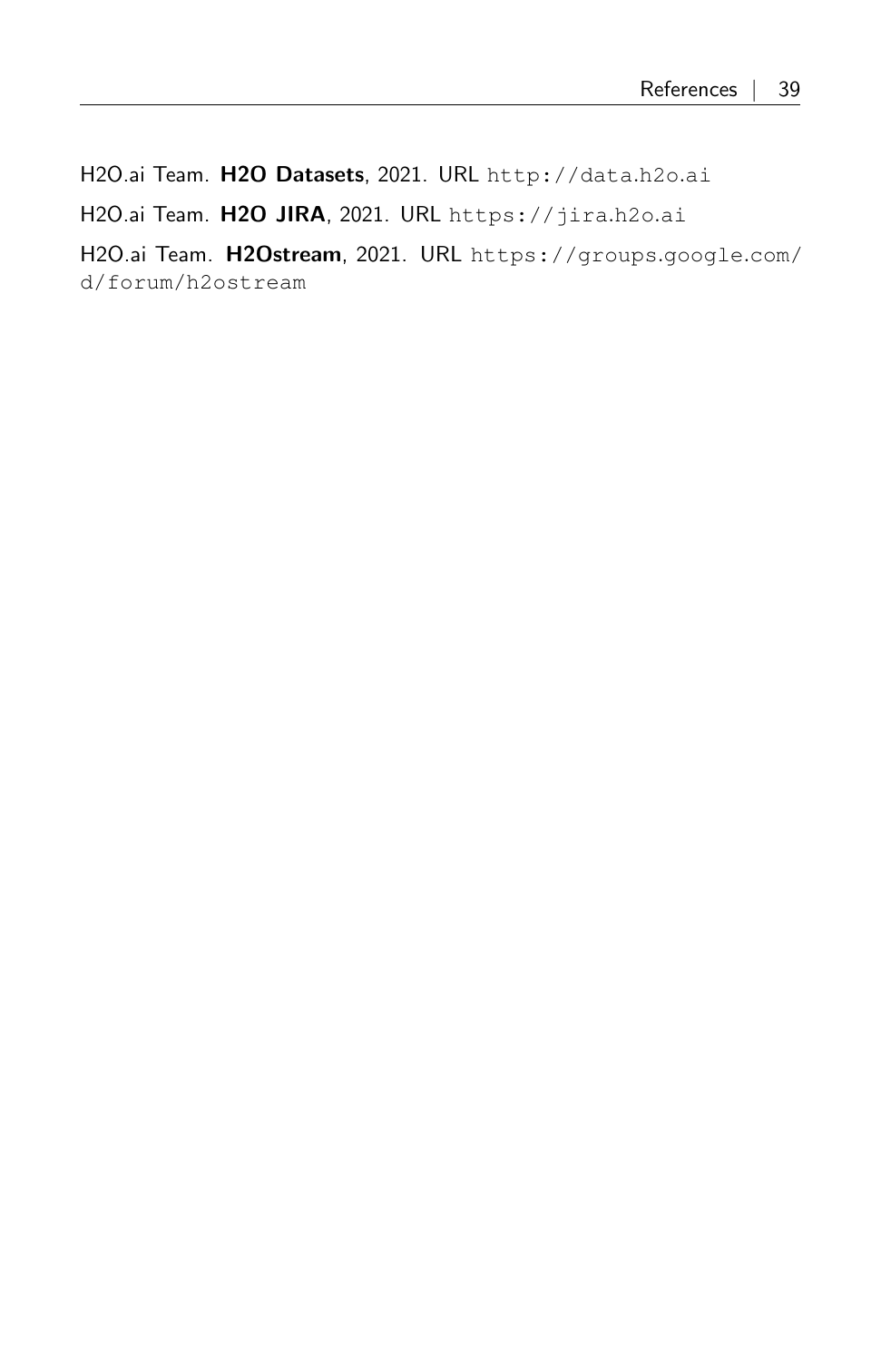H2O.ai Team. **H2O Datasets**, 2021. URL http://data.h2o.ai

H2O.ai Team. **H2O JIRA**, 2021. URL https://jira.h2o.ai

H2O.ai Team. **H2Ostream**, 2021. URL https://groups.google.com/d/forum/h2ostream